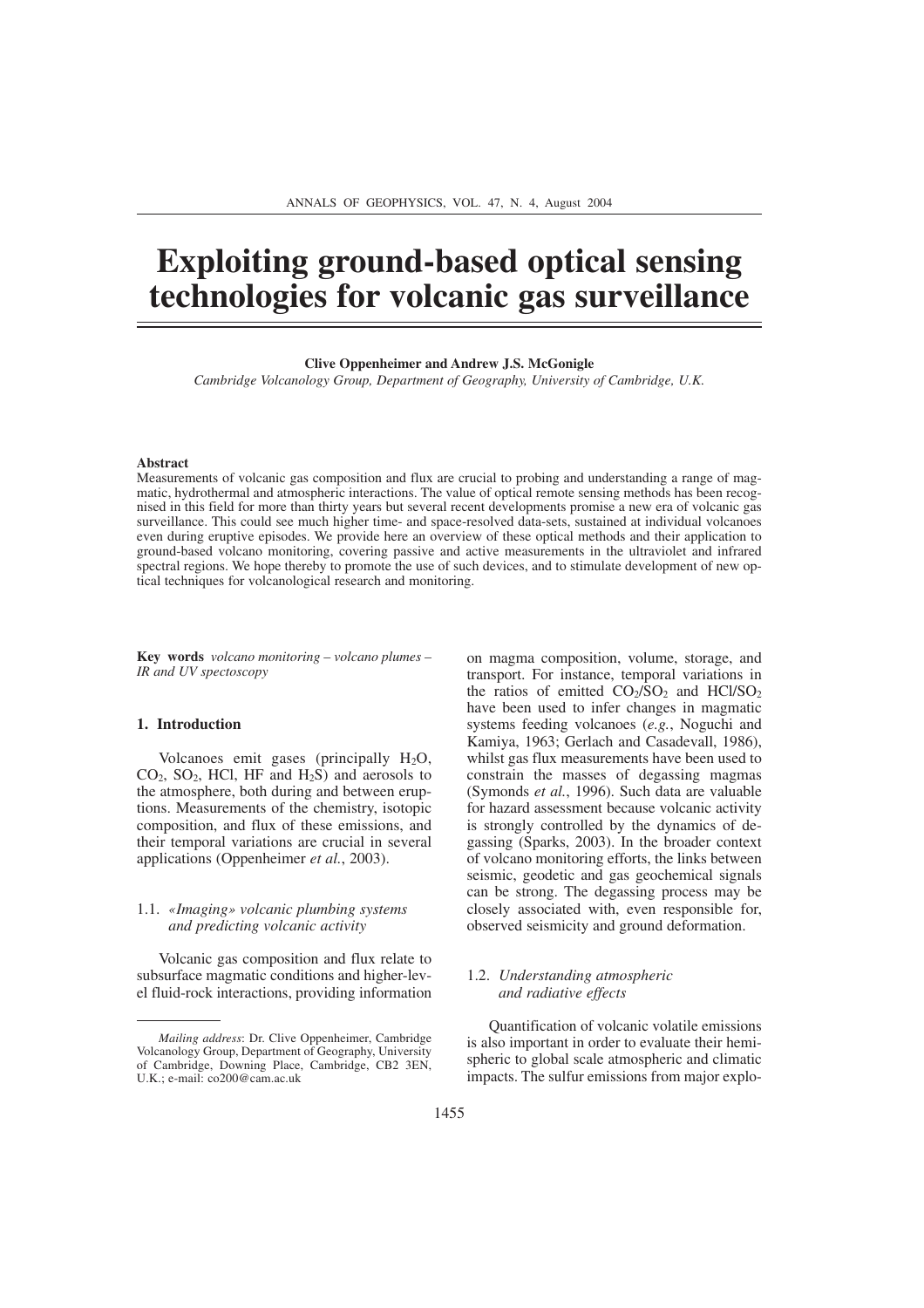# Exploiting ground-based optical sensing technologies for volcanic gas surveillance

**Clive Oppenheimer and Andrew J.S. McGonigle**

*Cambridge Volcanology Group, Department of Geography, University of Cambridge, U.K.*

**Abstract**

Measurements of volcanic gas composition and flux are crucial to probing and understanding a range of magmatic, hydrothermal and atmospheric interactions. The value of optical remote sensing methods has been recognised in this field for more than thirty years but several recent developments promise a new era of volcanic gas surveillance. This could see much higher time- and space-resolved data-sets, sustained at individual volcanoes even during eruptive episodes. We provide here an overview of these optical methods and their application to ground-based volcano monitoring, covering passive and active measurements in the ultraviolet and infrared spectral regions. We hope thereby to promote the use of such devices, and to stimulate development of new optical techniques for volcanological research and monitoring.

**Key words** *volcano monitoring – volcano plumes – IR and UV spectoscopy*

## 1. Introduction

Volcanoes emit gases (principally $H_2O$, $CO_2$, $SO_2$, HCl, HF and $H_2S$) and aerosols to the atmosphere, both during and between eruptions. Measurements of the chemistry, isotopic composition, and flux of these emissions, and their temporal variations are crucial in several applications (Oppenheimer *et al.*, 2003).

### 1.1. *«Imaging» volcanic plumbing systems and predicting volcanic activity*

Volcanic gas composition and flux relate to subsurface magmatic conditions and higher-level fluid-rock interactions, providing information on magma composition, volume, storage, and transport. For instance, temporal variations in the ratios of emitted $CO_2/SO_2$ and $HCl/SO_2$ have been used to infer changes in magmatic systems feeding volcanoes (*e.g.*, Noguchi and Kamiya, 1963; Gerlach and Casadevall, 1986), whilst gas flux measurements have been used to constrain the masses of degassing magmas (Symonds *et al.*, 1996). Such data are valuable for hazard assessment because volcanic activity is strongly controlled by the dynamics of degassing (Sparks, 2003). In the broader context of volcano monitoring efforts, the links between seismic, geodetic and gas geochemical signals can be strong. The degassing process may be closely associated with, even responsible for, observed seismicity and ground deformation.

### 1.2. *Understanding atmospheric and radiative effects*

Quantification of volcanic volatile emissions is also important in order to evaluate their hemispheric to global scale atmospheric and climatic impacts. The sulfur emissions from major explo-

*Mailing address*: Dr. Clive Oppenheimer, Cambridge Volcanology Group, Department of Geography, University of Cambridge, Downing Place, Cambridge, CB2 3EN, U.K.; e-mail: co200@cam.ac.uk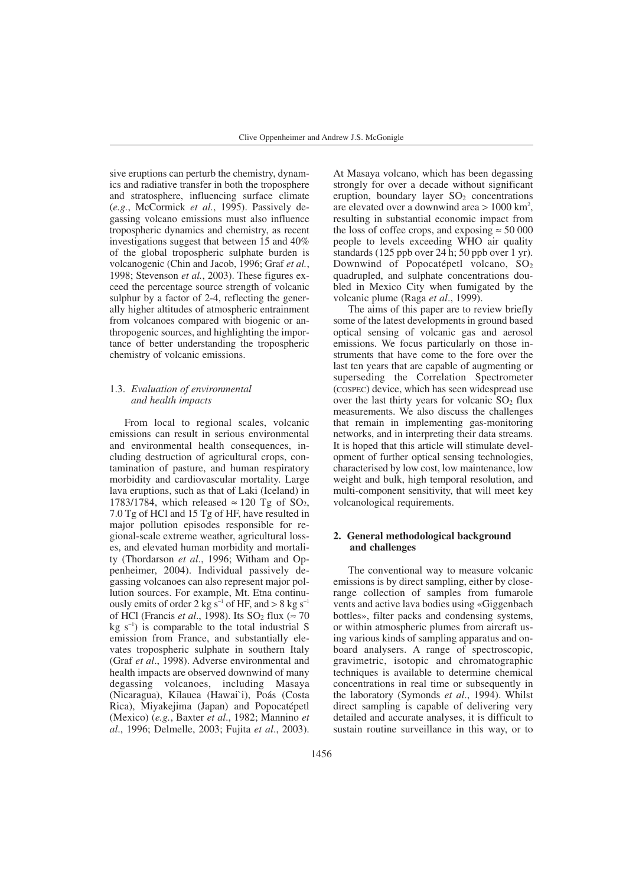sive eruptions can perturb the chemistry, dynamics and radiative transfer in both the troposphere and stratosphere, influencing surface climate (*e.g.*, McCormick *et al.*, 1995). Passively degassing volcano emissions must also influence tropospheric dynamics and chemistry, as recent investigations suggest that between 15 and 40% of the global tropospheric sulphate burden is volcanogenic (Chin and Jacob, 1996; Graf *et al.*, 1998; Stevenson *et al.*, 2003). These figures exceed the percentage source strength of volcanic sulphur by a factor of 2-4, reflecting the generally higher altitudes of atmospheric entrainment from volcanoes compared with biogenic or anthropogenic sources, and highlighting the importance of better understanding the tropospheric chemistry of volcanic emissions.

### 1.3. *Evaluation of environmental and health impacts*

From local to regional scales, volcanic emissions can result in serious environmental and environmental health consequences, including destruction of agricultural crops, contamination of pasture, and human respiratory morbidity and cardiovascular mortality. Large lava eruptions, such as that of Laki (Iceland) in 1783/1784, which released $\approx 120$ Tg of $SO_2$, 7.0 Tg of HCl and 15 Tg of HF, have resulted in major pollution episodes responsible for regional-scale extreme weather, agricultural losses, and elevated human morbidity and mortality (Thordarson *et al*., 1996; Witham and Oppenheimer, 2004). Individual passively degassing volcanoes can also represent major pollution sources. For example, Mt. Etna continuously emits of order 2 kg $s^{-1}$ of HF, and > 8 kg $s^{-1}$ of HCl (Francis *et al*., 1998). Its $SO_2$ flux ($\approx 70$ kg $s^{-1}$) is comparable to the total industrial S emission from France, and substantially elevates tropospheric sulphate in southern Italy (Graf *et al*., 1998). Adverse environmental and health impacts are observed downwind of many degassing volcanoes, including Masaya (Nicaragua), Kīlauea (Hawai`i), Poás (Costa Rica), Miyakejima (Japan) and Popocatépetl (Mexico) (*e.g.*, Baxter *et al*., 1982; Mannino *et al*., 1996; Delmelle, 2003; Fujita *et al*., 2003). At Masaya volcano, which has been degassing strongly for over a decade without significant eruption, boundary layer $SO_2$ concentrations are elevated over a downwind area > 1000 km$^2$, resulting in substantial economic impact from the loss of coffee crops, and exposing $\approx 50\,000$ people to levels exceeding WHO air quality standards (125 ppb over 24 h; 50 ppb over 1 yr). Downwind of Popocatépetl volcano, $SO_2$ quadrupled, and sulphate concentrations doubled in Mexico City when fumigated by the volcanic plume (Raga *et al*., 1999).

The aims of this paper are to review briefly some of the latest developments in ground based optical sensing of volcanic gas and aerosol emissions. We focus particularly on those instruments that have come to the fore over the last ten years that are capable of augmenting or superseding the Correlation Spectrometer (COSPEC) device, which has seen widespread use over the last thirty years for volcanic $SO_2$ flux measurements. We also discuss the challenges that remain in implementing gas-monitoring networks, and in interpreting their data streams. It is hoped that this article will stimulate development of further optical sensing technologies, characterised by low cost, low maintenance, low weight and bulk, high temporal resolution, and multi-component sensitivity, that will meet key volcanological requirements.

## 2. General methodological background and challenges

The conventional way to measure volcanic emissions is by direct sampling, either by close-range collection of samples from fumarole vents and active lava bodies using «Giggenbach bottles», filter packs and condensing systems, or within atmospheric plumes from aircraft using various kinds of sampling apparatus and onboard analysers. A range of spectroscopic, gravimetric, isotopic and chromatographic techniques is available to determine chemical concentrations in real time or subsequently in the laboratory (Symonds *et al*., 1994). Whilst direct sampling is capable of delivering very detailed and accurate analyses, it is difficult to sustain routine surveillance in this way, or to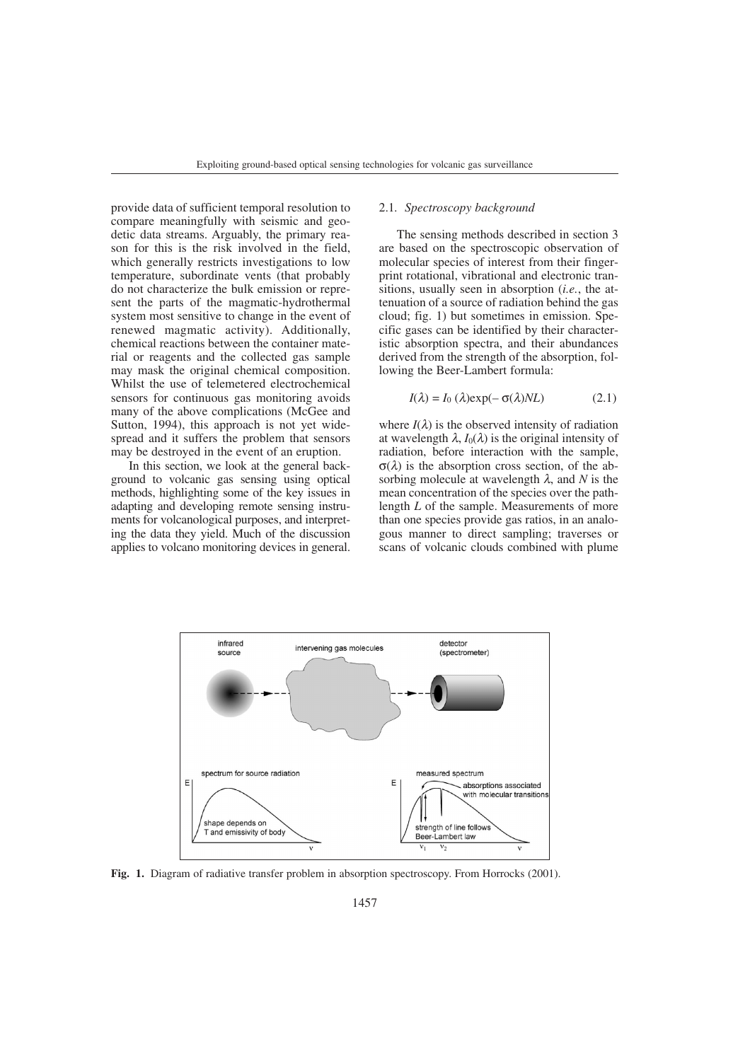provide data of sufficient temporal resolution to compare meaningfully with seismic and geodetic data streams. Arguably, the primary reason for this is the risk involved in the field, which generally restricts investigations to low temperature, subordinate vents (that probably do not characterize the bulk emission or represent the parts of the magmatic-hydrothermal system most sensitive to change in the event of renewed magmatic activity). Additionally, chemical reactions between the container material or reagents and the collected gas sample may mask the original chemical composition. Whilst the use of telemetered electrochemical sensors for continuous gas monitoring avoids many of the above complications (McGee and Sutton, 1994), this approach is not yet widespread and it suffers the problem that sensors may be destroyed in the event of an eruption.

In this section, we look at the general background to volcanic gas sensing using optical methods, highlighting some of the key issues in adapting and developing remote sensing instruments for volcanological purposes, and interpreting the data they yield. Much of the discussion applies to volcano monitoring devices in general.

### 2.1. *Spectroscopy background*

The sensing methods described in section 3 are based on the spectroscopic observation of molecular species of interest from their fingerprint rotational, vibrational and electronic transitions, usually seen in absorption (*i.e.*, the attenuation of a source of radiation behind the gas cloud; fig. 1) but sometimes in emission. Specific gases can be identified by their characteristic absorption spectra, and their abundances derived from the strength of the absorption, following the Beer-Lambert formula:

$$I(\lambda) = I_0(\lambda)\exp(-\sigma(\lambda)NL) \qquad (2.1)$$

where $I(\lambda)$ is the observed intensity of radiation at wavelength $\lambda$, $I_0(\lambda)$ is the original intensity of radiation, before interaction with the sample, $\sigma(\lambda)$ is the absorption cross section, of the absorbing molecule at wavelength $\lambda$, and $N$ is the mean concentration of the species over the pathlength $L$ of the sample. Measurements of more than one species provide gas ratios, in an analogous manner to direct sampling; traverses or scans of volcanic clouds combined with plume

infrared source

intervening gas molecules

detector (spectrometer)

spectrum for source radiation

E

shape depends on T and emissivity of body

ν

measured spectrum

E

absorptions associated with molecular transitions

strength of line follows Beer-Lambert law

$\nu_1$ $\nu_2$

ν

**Fig. 1.** Diagram of radiative transfer problem in absorption spectroscopy. From Horrocks (2001).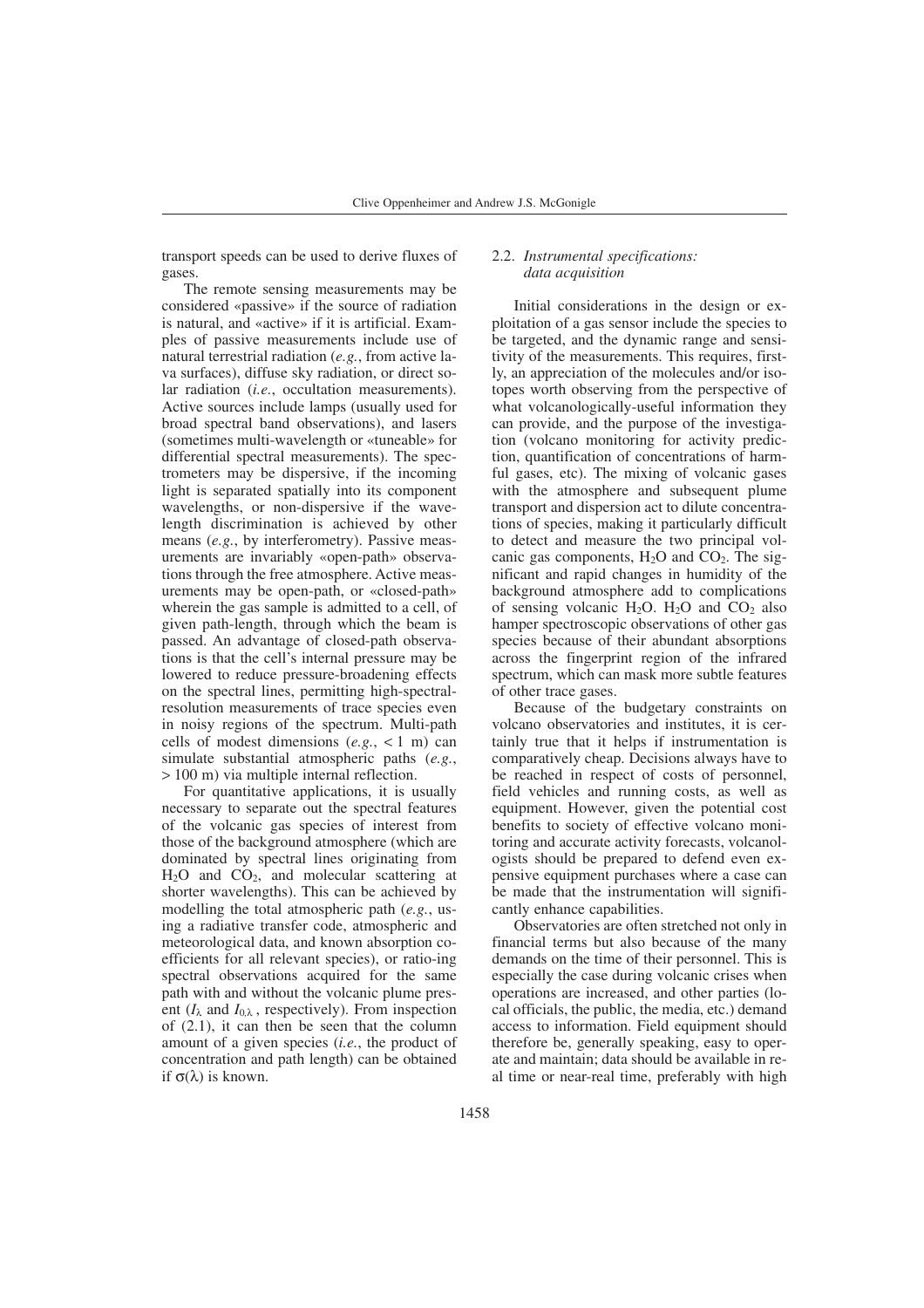transport speeds can be used to derive fluxes of gases.

The remote sensing measurements may be considered «passive» if the source of radiation is natural, and «active» if it is artificial. Examples of passive measurements include use of natural terrestrial radiation (*e.g.*, from active lava surfaces), diffuse sky radiation, or direct solar radiation (*i.e.*, occultation measurements). Active sources include lamps (usually used for broad spectral band observations), and lasers (sometimes multi-wavelength or «tuneable» for differential spectral measurements). The spectrometers may be dispersive, if the incoming light is separated spatially into its component wavelengths, or non-dispersive if the wavelength discrimination is achieved by other means (*e.g.*, by interferometry). Passive measurements are invariably «open-path» observations through the free atmosphere. Active measurements may be open-path, or «closed-path» wherein the gas sample is admitted to a cell, of given path-length, through which the beam is passed. An advantage of closed-path observations is that the cell's internal pressure may be lowered to reduce pressure-broadening effects on the spectral lines, permitting high-spectral-resolution measurements of trace species even in noisy regions of the spectrum. Multi-path cells of modest dimensions (*e.g.*, < 1 m) can simulate substantial atmospheric paths (*e.g.*, > 100 m) via multiple internal reflection.

For quantitative applications, it is usually necessary to separate out the spectral features of the volcanic gas species of interest from those of the background atmosphere (which are dominated by spectral lines originating from $H_2O$ and $CO_2$, and molecular scattering at shorter wavelengths). This can be achieved by modelling the total atmospheric path (*e.g.*, using a radiative transfer code, atmospheric and meteorological data, and known absorption coefficients for all relevant species), or ratio-ing spectral observations acquired for the same path with and without the volcanic plume present ($I_\lambda$ and $I_{0,\lambda}$, respectively). From inspection of (2.1), it can then be seen that the column amount of a given species (*i.e.*, the product of concentration and path length) can be obtained if $\sigma(\lambda)$ is known.

### 2.2. *Instrumental specifications: data acquisition*

Initial considerations in the design or exploitation of a gas sensor include the species to be targeted, and the dynamic range and sensitivity of the measurements. This requires, firstly, an appreciation of the molecules and/or isotopes worth observing from the perspective of what volcanologically-useful information they can provide, and the purpose of the investigation (volcano monitoring for activity prediction, quantification of concentrations of harmful gases, etc). The mixing of volcanic gases with the atmosphere and subsequent plume transport and dispersion act to dilute concentrations of species, making it particularly difficult to detect and measure the two principal volcanic gas components, $H_2O$ and $CO_2$. The significant and rapid changes in humidity of the background atmosphere add to complications of sensing volcanic $H_2O$. $H_2O$ and $CO_2$ also hamper spectroscopic observations of other gas species because of their abundant absorptions across the fingerprint region of the infrared spectrum, which can mask more subtle features of other trace gases.

Because of the budgetary constraints on volcano observatories and institutes, it is certainly true that it helps if instrumentation is comparatively cheap. Decisions always have to be reached in respect of costs of personnel, field vehicles and running costs, as well as equipment. However, given the potential cost benefits to society of effective volcano monitoring and accurate activity forecasts, volcanologists should be prepared to defend even expensive equipment purchases where a case can be made that the instrumentation will significantly enhance capabilities.

Observatories are often stretched not only in financial terms but also because of the many demands on the time of their personnel. This is especially the case during volcanic crises when operations are increased, and other parties (local officials, the public, the media, etc.) demand access to information. Field equipment should therefore be, generally speaking, easy to operate and maintain; data should be available in real time or near-real time, preferably with high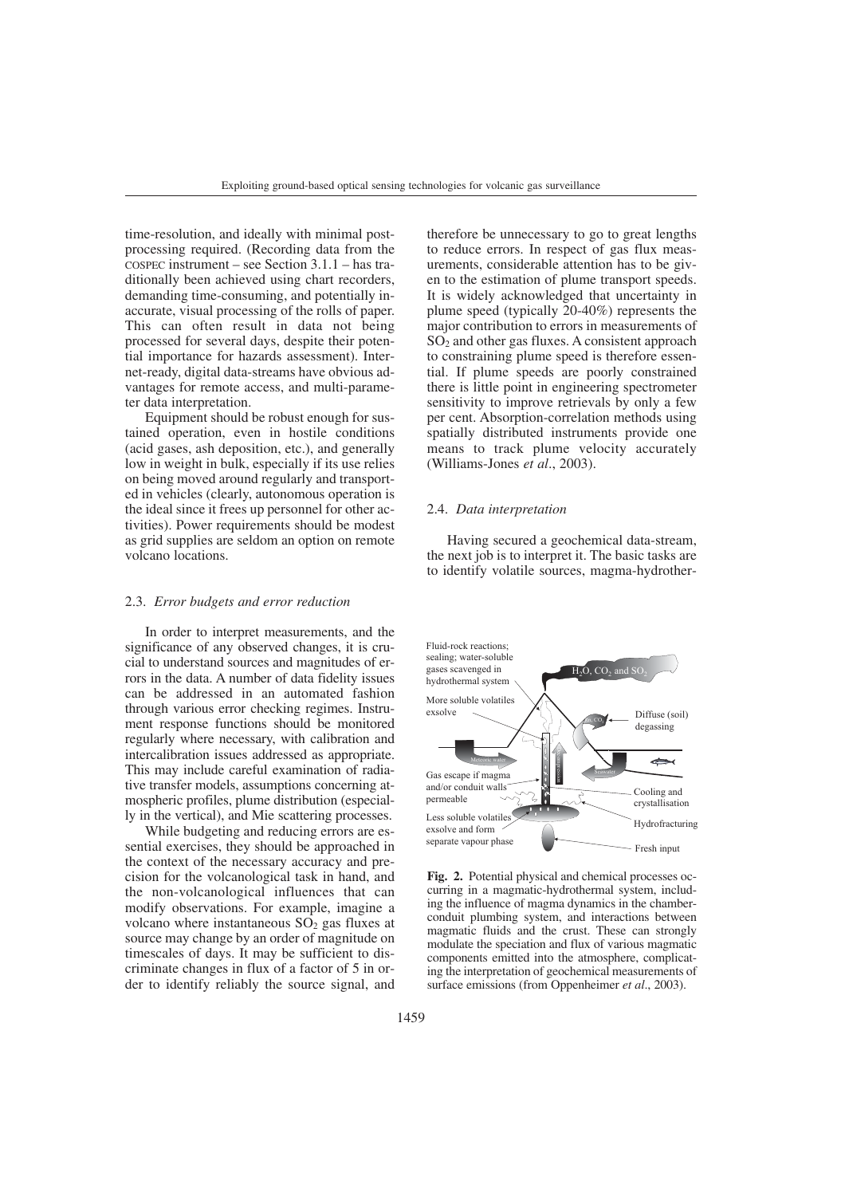time-resolution, and ideally with minimal post-processing required. (Recording data from the COSPEC instrument – see Section 3.1.1 – has traditionally been achieved using chart recorders, demanding time-consuming, and potentially inaccurate, visual processing of the rolls of paper. This can often result in data not being processed for several days, despite their potential importance for hazards assessment). Internet-ready, digital data-streams have obvious advantages for remote access, and multi-parameter data interpretation.

Equipment should be robust enough for sustained operation, even in hostile conditions (acid gases, ash deposition, etc.), and generally low in weight in bulk, especially if its use relies on being moved around regularly and transported in vehicles (clearly, autonomous operation is the ideal since it frees up personnel for other activities). Power requirements should be modest as grid supplies are seldom an option on remote volcano locations.

### 2.3. *Error budgets and error reduction*

In order to interpret measurements, and the significance of any observed changes, it is crucial to understand sources and magnitudes of errors in the data. A number of data fidelity issues can be addressed in an automated fashion through various error checking regimes. Instrument response functions should be monitored regularly where necessary, with calibration and intercalibration issues addressed as appropriate. This may include careful examination of radiative transfer models, assumptions concerning atmospheric profiles, plume distribution (especially in the vertical), and Mie scattering processes.

While budgeting and reducing errors are essential exercises, they should be approached in the context of the necessary accuracy and precision for the volcanological task in hand, and the non-volcanological influences that can modify observations. For example, imagine a volcano where instantaneous $SO_2$ gas fluxes at source may change by an order of magnitude on timescales of days. It may be sufficient to discriminate changes in flux of a factor of 5 in order to identify reliably the source signal, and therefore be unnecessary to go to great lengths to reduce errors. In respect of gas flux measurements, considerable attention has to be given to the estimation of plume transport speeds. It is widely acknowledged that uncertainty in plume speed (typically 20-40%) represents the major contribution to errors in measurements of $SO_2$ and other gas fluxes. A consistent approach to constraining plume speed is therefore essential. If plume speeds are poorly constrained there is little point in engineering spectrometer sensitivity to improve retrievals by only a few per cent. Absorption-correlation methods using spatially distributed instruments provide one means to track plume velocity accurately (Williams-Jones *et al*., 2003).

### 2.4. *Data interpretation*

Having secured a geochemical data-stream, the next job is to interpret it. The basic tasks are to identify volatile sources, magma-hydrother-

Fluid-rock reactions; sealing; water-soluble gases scavenged in hydrothermal system

$H_2O$, $CO_2$ and $SO_2$

More soluble volatiles exsolve

Diffuse (soil) degassing

Meteoric water

Seawater

Gas escape if magma and/or conduit walls permeable

Cooling and crystallisation

Hydrofracturing

Less soluble volatiles exsolve and form separate vapour phase

Fresh input

**Fig. 2.** Potential physical and chemical processes occurring in a magmatic-hydrothermal system, including the influence of magma dynamics in the chamber-conduit plumbing system, and interactions between magmatic fluids and the crust. These can strongly modulate the speciation and flux of various magmatic components emitted into the atmosphere, complicating the interpretation of geochemical measurements of surface emissions (from Oppenheimer *et al*., 2003).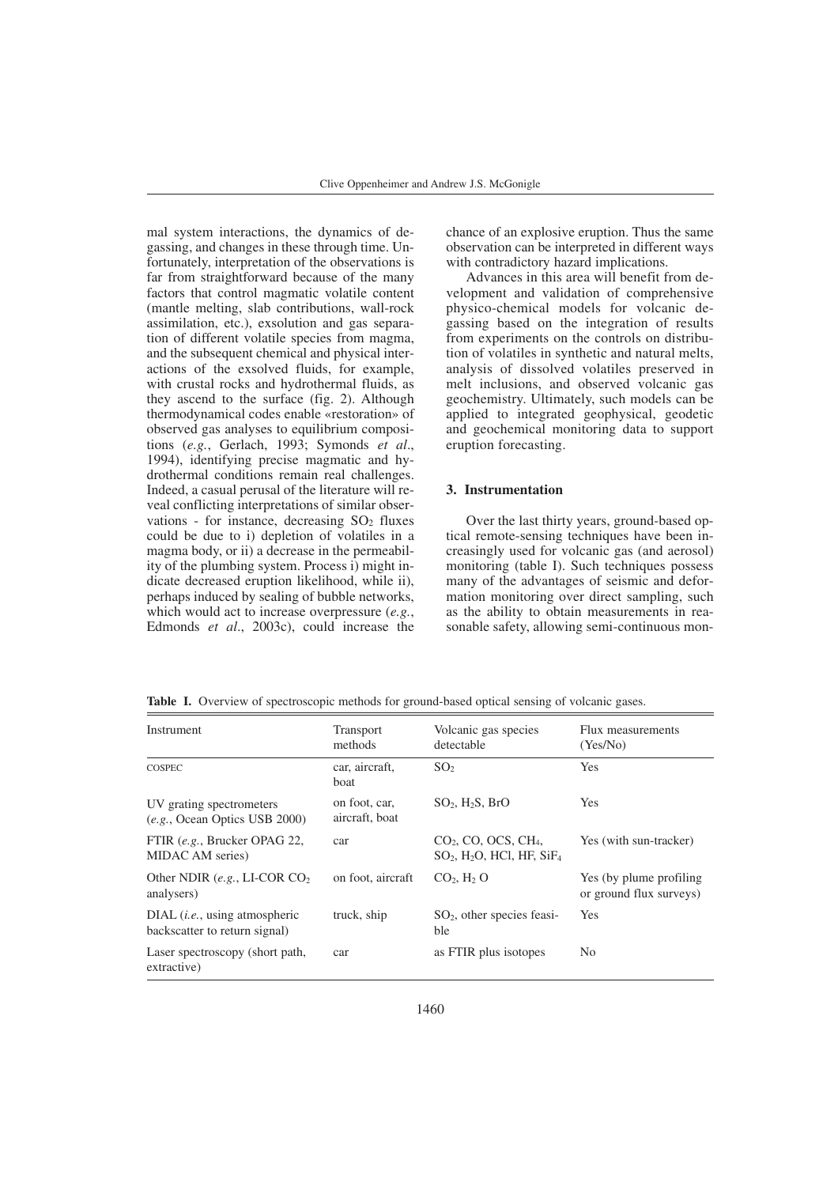mal system interactions, the dynamics of degassing, and changes in these through time. Unfortunately, interpretation of the observations is far from straightforward because of the many factors that control magmatic volatile content (mantle melting, slab contributions, wall-rock assimilation, etc.), exsolution and gas separation of different volatile species from magma, and the subsequent chemical and physical interactions of the exsolved fluids, for example, with crustal rocks and hydrothermal fluids, as they ascend to the surface (fig. 2). Although thermodynamical codes enable «restoration» of observed gas analyses to equilibrium compositions (*e.g.*, Gerlach, 1993; Symonds *et al*., 1994), identifying precise magmatic and hydrothermal conditions remain real challenges. Indeed, a casual perusal of the literature will reveal conflicting interpretations of similar observations - for instance, decreasing $SO_2$ fluxes could be due to i) depletion of volatiles in a magma body, or ii) a decrease in the permeability of the plumbing system. Process i) might indicate decreased eruption likelihood, while ii), perhaps induced by sealing of bubble networks, which would act to increase overpressure (*e.g.*, Edmonds *et al*., 2003c), could increase the chance of an explosive eruption. Thus the same observation can be interpreted in different ways with contradictory hazard implications.

Advances in this area will benefit from development and validation of comprehensive physico-chemical models for volcanic degassing based on the integration of results from experiments on the controls on distribution of volatiles in synthetic and natural melts, analysis of dissolved volatiles preserved in melt inclusions, and observed volcanic gas geochemistry. Ultimately, such models can be applied to integrated geophysical, geodetic and geochemical monitoring data to support eruption forecasting.

## 3. Instrumentation

Over the last thirty years, ground-based optical remote-sensing techniques have been increasingly used for volcanic gas (and aerosol) monitoring (table I). Such techniques possess many of the advantages of seismic and deformation monitoring over direct sampling, such as the ability to obtain measurements in reasonable safety, allowing semi-continuous mon-

**Table I.** Overview of spectroscopic methods for ground-based optical sensing of volcanic gases.

| Instrument | Transport methods | Volcanic gas species detectable | Flux measurements (Yes/No) |
|---|---|---|---|
| COSPEC | car, aircraft, boat | $SO_2$ | Yes |
| UV grating spectrometers (*e.g.*, Ocean Optics USB 2000) | on foot, car, aircraft, boat | $SO_2$, $H_2S$, BrO | Yes |
| FTIR (*e.g.*, Brucker OPAG 22, MIDAC AM series) | car | $CO_2$, CO, OCS, $CH_4$, $SO_2$, $H_2O$, HCl, HF, $SiF_4$ | Yes (with sun-tracker) |
| Other NDIR (*e.g.*, LI-COR $CO_2$ analysers) | on foot, aircraft | $CO_2$, $H_2O$ | Yes (by plume profiling or ground flux surveys) |
| DIAL (*i.e.*, using atmospheric backscatter to return signal) | truck, ship | $SO_2$, other species feasible | Yes |
| Laser spectroscopy (short path, extractive) | car | as FTIR plus isotopes | No |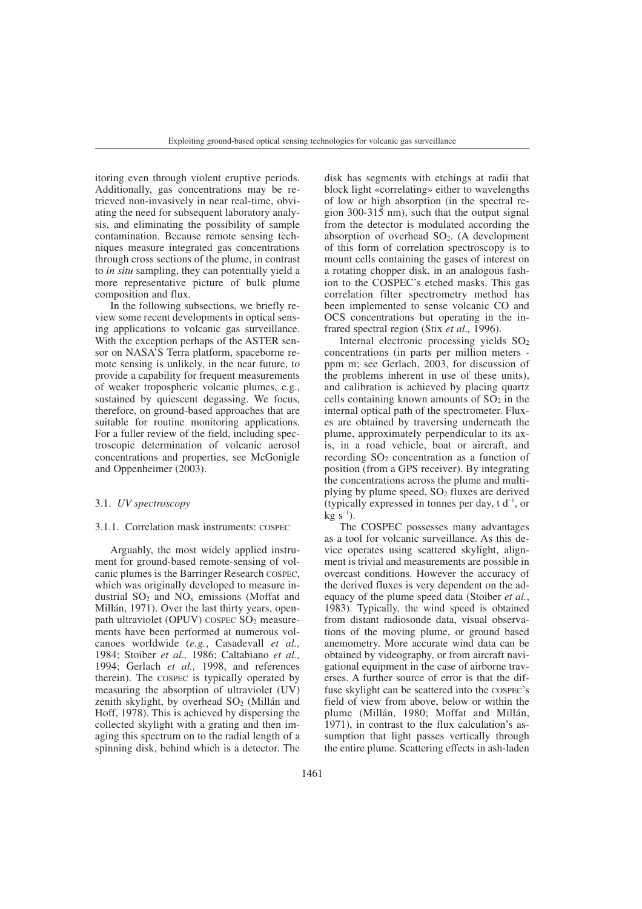itoring even through violent eruptive periods. Additionally, gas concentrations may be retrieved non-invasively in near real-time, obviating the need for subsequent laboratory analysis, and eliminating the possibility of sample contamination. Because remote sensing techniques measure integrated gas concentrations through cross sections of the plume, in contrast to *in situ* sampling, they can potentially yield a more representative picture of bulk plume composition and flux.

In the following subsections, we briefly review some recent developments in optical sensing applications to volcanic gas surveillance. With the exception perhaps of the ASTER sensor on NASA'S Terra platform, spaceborne remote sensing is unlikely, in the near future, to provide a capability for frequent measurements of weaker tropospheric volcanic plumes, e.g., sustained by quiescent degassing. We focus, therefore, on ground-based approaches that are suitable for routine monitoring applications. For a fuller review of the field, including spectroscopic determination of volcanic aerosol concentrations and properties, see McGonigle and Oppenheimer (2003).

### 3.1. *UV spectroscopy*

#### 3.1.1. Correlation mask instruments: COSPEC

Arguably, the most widely applied instrument for ground-based remote-sensing of volcanic plumes is the Barringer Research COSPEC, which was originally developed to measure industrial $SO_2$ and $NO_x$ emissions (Moffat and Millán, 1971). Over the last thirty years, open-path ultraviolet (OPUV) COSPEC $SO_2$ measurements have been performed at numerous volcanoes worldwide (*e.g.*, Casadevall *et al.,* 1984; Stoiber *et al.,* 1986; Caltabiano *et al.,* 1994; Gerlach *et al.,* 1998, and references therein). The COSPEC is typically operated by measuring the absorption of ultraviolet (UV) zenith skylight, by overhead $SO_2$ (Millán and Hoff, 1978). This is achieved by dispersing the collected skylight with a grating and then imaging this spectrum on to the radial length of a spinning disk, behind which is a detector. The disk has segments with etchings at radii that block light «correlating» either to wavelengths of low or high absorption (in the spectral region 300-315 nm), such that the output signal from the detector is modulated according the absorption of overhead $SO_2$. (A development of this form of correlation spectroscopy is to mount cells containing the gases of interest on a rotating chopper disk, in an analogous fashion to the COSPEC's etched masks. This gas correlation filter spectrometry method has been implemented to sense volcanic CO and OCS concentrations but operating in the infrared spectral region (Stix *et al.,* 1996).

Internal electronic processing yields $SO_2$ concentrations (in parts per million meters - ppm m; see Gerlach, 2003, for discussion of the problems inherent in use of these units), and calibration is achieved by placing quartz cells containing known amounts of $SO_2$ in the internal optical path of the spectrometer. Fluxes are obtained by traversing underneath the plume, approximately perpendicular to its axis, in a road vehicle, boat or aircraft, and recording $SO_2$ concentration as a function of position (from a GPS receiver). By integrating the concentrations across the plume and multiplying by plume speed, $SO_2$ fluxes are derived (typically expressed in tonnes per day, t $d^{-1}$, or kg $s^{-1}$).

The COSPEC possesses many advantages as a tool for volcanic surveillance. As this device operates using scattered skylight, alignment is trivial and measurements are possible in overcast conditions. However the accuracy of the derived fluxes is very dependent on the adequacy of the plume speed data (Stoiber *et al.*, 1983). Typically, the wind speed is obtained from distant radiosonde data, visual observations of the moving plume, or ground based anemometry. More accurate wind data can be obtained by videography, or from aircraft navigational equipment in the case of airborne traverses. A further source of error is that the diffuse skylight can be scattered into the COSPEC's field of view from above, below or within the plume (Millán, 1980; Moffat and Millán, 1971), in contrast to the flux calculation's assumption that light passes vertically through the entire plume. Scattering effects in ash-laden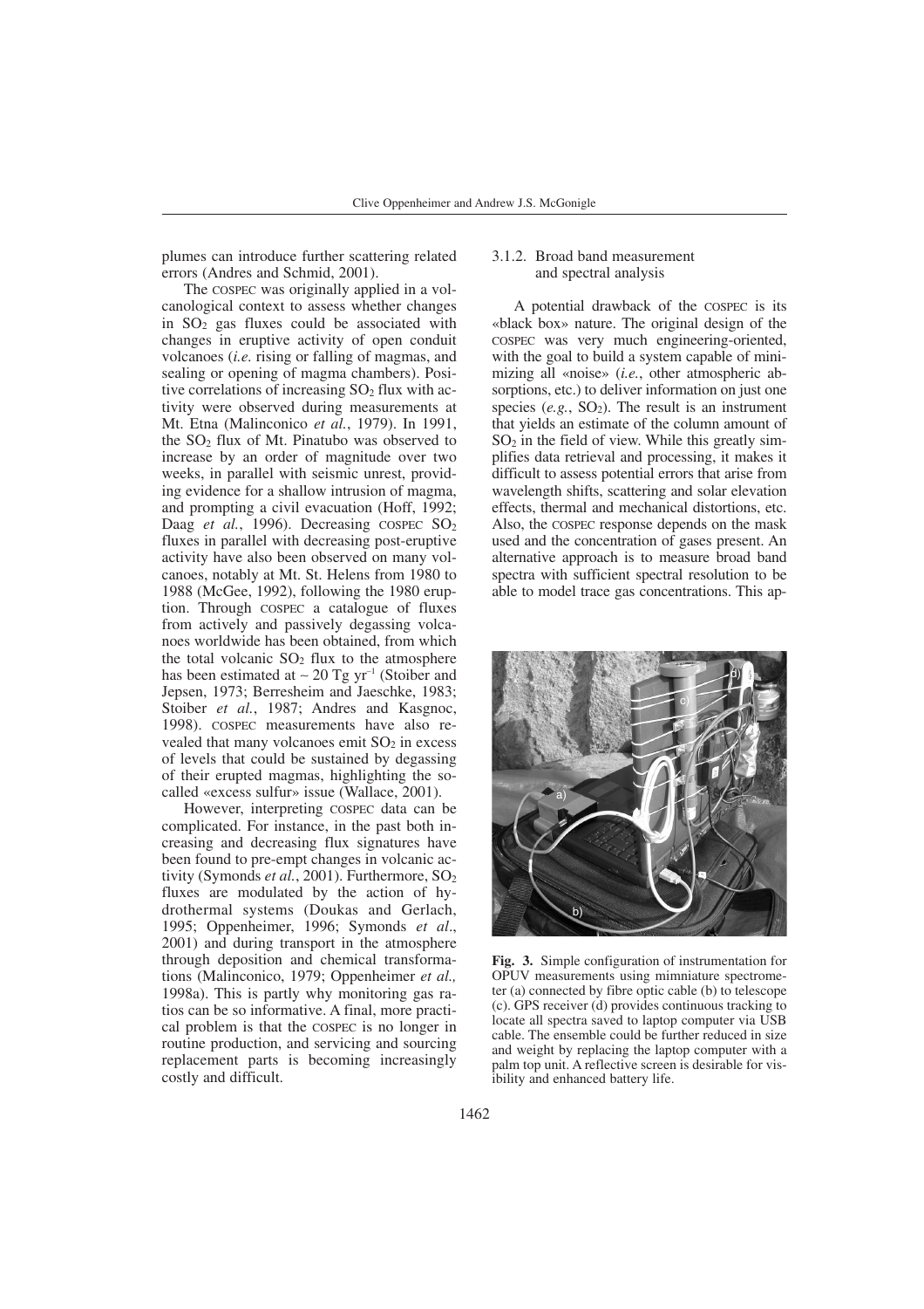plumes can introduce further scattering related errors (Andres and Schmid, 2001).

The COSPEC was originally applied in a volcanological context to assess whether changes in $SO_2$ gas fluxes could be associated with changes in eruptive activity of open conduit volcanoes (*i.e.* rising or falling of magmas, and sealing or opening of magma chambers). Positive correlations of increasing $SO_2$ flux with activity were observed during measurements at Mt. Etna (Malinconico *et al.*, 1979). In 1991, the $SO_2$ flux of Mt. Pinatubo was observed to increase by an order of magnitude over two weeks, in parallel with seismic unrest, providing evidence for a shallow intrusion of magma, and prompting a civil evacuation (Hoff, 1992; Daag *et al.*, 1996). Decreasing COSPEC $SO_2$ fluxes in parallel with decreasing post-eruptive activity have also been observed on many volcanoes, notably at Mt. St. Helens from 1980 to 1988 (McGee, 1992), following the 1980 eruption. Through COSPEC a catalogue of fluxes from actively and passively degassing volcanoes worldwide has been obtained, from which the total volcanic $SO_2$ flux to the atmosphere has been estimated at ~ 20 Tg $yr^{-1}$ (Stoiber and Jepsen, 1973; Berresheim and Jaeschke, 1983; Stoiber *et al.*, 1987; Andres and Kasgnoc, 1998). COSPEC measurements have also revealed that many volcanoes emit $SO_2$ in excess of levels that could be sustained by degassing of their erupted magmas, highlighting the so-called «excess sulfur» issue (Wallace, 2001).

However, interpreting COSPEC data can be complicated. For instance, in the past both increasing and decreasing flux signatures have been found to pre-empt changes in volcanic activity (Symonds *et al.*, 2001). Furthermore, $SO_2$ fluxes are modulated by the action of hydrothermal systems (Doukas and Gerlach, 1995; Oppenheimer, 1996; Symonds *et al*., 2001) and during transport in the atmosphere through deposition and chemical transformations (Malinconico, 1979; Oppenheimer *et al.,* 1998a). This is partly why monitoring gas ratios can be so informative. A final, more practical problem is that the COSPEC is no longer in routine production, and servicing and sourcing replacement parts is becoming increasingly costly and difficult.

#### 3.1.2. Broad band measurement and spectral analysis

A potential drawback of the COSPEC is its «black box» nature. The original design of the COSPEC was very much engineering-oriented, with the goal to build a system capable of minimizing all «noise» (*i.e.*, other atmospheric absorptions, etc.) to deliver information on just one species (*e.g.*, $SO_2$). The result is an instrument that yields an estimate of the column amount of $SO_2$ in the field of view. While this greatly simplifies data retrieval and processing, it makes it difficult to assess potential errors that arise from wavelength shifts, scattering and solar elevation effects, thermal and mechanical distortions, etc. Also, the COSPEC response depends on the mask used and the concentration of gases present. An alternative approach is to measure broad band spectra with sufficient spectral resolution to be able to model trace gas concentrations. This ap-

**Fig. 3.** Simple configuration of instrumentation for OPUV measurements using mimniature spectrometer (a) connected by fibre optic cable (b) to telescope (c). GPS receiver (d) provides continuous tracking to locate all spectra saved to laptop computer via USB cable. The ensemble could be further reduced in size and weight by replacing the laptop computer with a palm top unit. A reflective screen is desirable for visibility and enhanced battery life.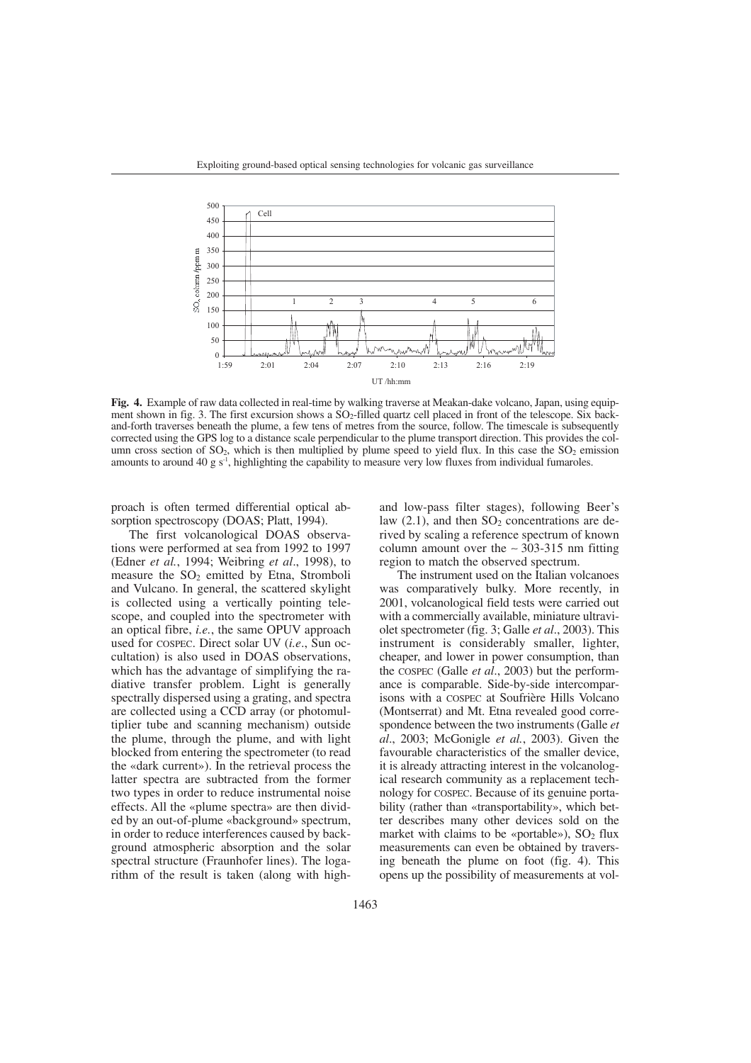500
450
400
350
300
250
200
150
100
50
0

$SO_2$ column /ppm m

Cell

1 2 3 4 5 6

1:59 2:01 2:04 2:07 2:10 2:13 2:16 2:19

UT /hh:mm

**Fig. 4.** Example of raw data collected in real-time by walking traverse at Meakan-dake volcano, Japan, using equipment shown in fig. 3. The first excursion shows a $SO_2$-filled quartz cell placed in front of the telescope. Six back-and-forth traverses beneath the plume, a few tens of metres from the source, follow. The timescale is subsequently corrected using the GPS log to a distance scale perpendicular to the plume transport direction. This provides the column cross section of $SO_2$, which is then multiplied by plume speed to yield flux. In this case the $SO_2$ emission amounts to around 40 g $s^{-1}$, highlighting the capability to measure very low fluxes from individual fumaroles.

proach is often termed differential optical absorption spectroscopy (DOAS; Platt, 1994).

The first volcanological DOAS observations were performed at sea from 1992 to 1997 (Edner *et al.*, 1994; Weibring *et al*., 1998), to measure the $SO_2$ emitted by Etna, Stromboli and Vulcano. In general, the scattered skylight is collected using a vertically pointing telescope, and coupled into the spectrometer with an optical fibre, *i.e.*, the same OPUV approach used for COSPEC. Direct solar UV (*i.e*., Sun occultation) is also used in DOAS observations, which has the advantage of simplifying the radiative transfer problem. Light is generally spectrally dispersed using a grating, and spectra are collected using a CCD array (or photomultiplier tube and scanning mechanism) outside the plume, through the plume, and with light blocked from entering the spectrometer (to read the «dark current»). In the retrieval process the latter spectra are subtracted from the former two types in order to reduce instrumental noise effects. All the «plume spectra» are then divided by an out-of-plume «background» spectrum, in order to reduce interferences caused by background atmospheric absorption and the solar spectral structure (Fraunhofer lines). The logarithm of the result is taken (along with high- and low-pass filter stages), following Beer's law (2.1), and then $SO_2$ concentrations are derived by scaling a reference spectrum of known column amount over the ~ 303-315 nm fitting region to match the observed spectrum.

The instrument used on the Italian volcanoes was comparatively bulky. More recently, in 2001, volcanological field tests were carried out with a commercially available, miniature ultraviolet spectrometer (fig. 3; Galle *et al*., 2003). This instrument is considerably smaller, lighter, cheaper, and lower in power consumption, than the COSPEC (Galle *et al*., 2003) but the performance is comparable. Side-by-side intercomparisons with a COSPEC at Soufrière Hills Volcano (Montserrat) and Mt. Etna revealed good correspondence between the two instruments (Galle *et al*., 2003; McGonigle *et al.*, 2003). Given the favourable characteristics of the smaller device, it is already attracting interest in the volcanological research community as a replacement technology for COSPEC. Because of its genuine portability (rather than «transportability», which better describes many other devices sold on the market with claims to be «portable»), $SO_2$ flux measurements can even be obtained by traversing beneath the plume on foot (fig. 4). This opens up the possibility of measurements at vol-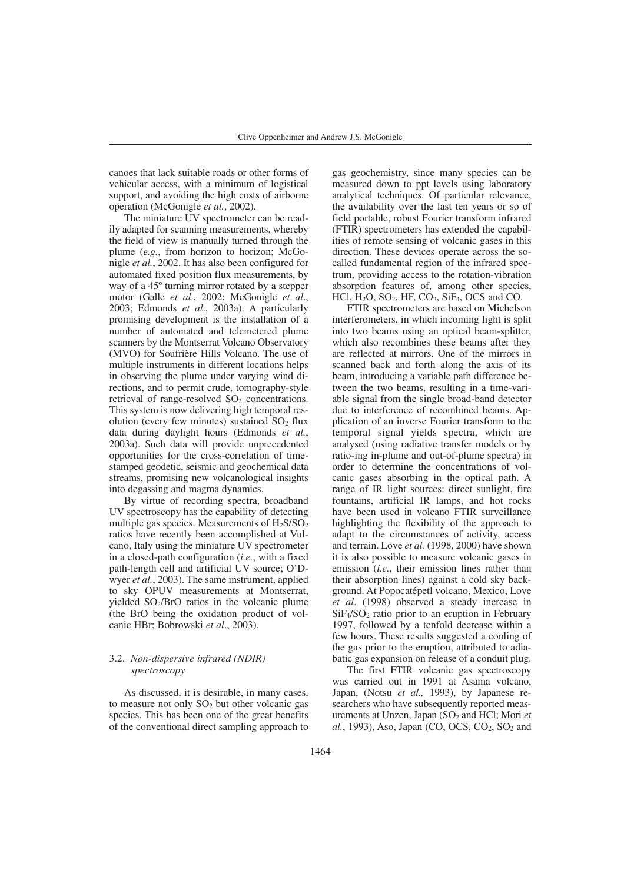canoes that lack suitable roads or other forms of vehicular access, with a minimum of logistical support, and avoiding the high costs of airborne operation (McGonigle *et al.*, 2002).

The miniature UV spectrometer can be readily adapted for scanning measurements, whereby the field of view is manually turned through the plume (*e.g.*, from horizon to horizon; McGonigle *et al.*, 2002. It has also been configured for automated fixed position flux measurements, by way of a 45º turning mirror rotated by a stepper motor (Galle *et al*., 2002; McGonigle *et al*., 2003; Edmonds *et al*., 2003a). A particularly promising development is the installation of a number of automated and telemetered plume scanners by the Montserrat Volcano Observatory (MVO) for Soufrière Hills Volcano. The use of multiple instruments in different locations helps in observing the plume under varying wind directions, and to permit crude, tomography-style retrieval of range-resolved $SO_2$ concentrations. This system is now delivering high temporal resolution (every few minutes) sustained $SO_2$ flux data during daylight hours (Edmonds *et al.*, 2003a). Such data will provide unprecedented opportunities for the cross-correlation of time-stamped geodetic, seismic and geochemical data streams, promising new volcanological insights into degassing and magma dynamics.

By virtue of recording spectra, broadband UV spectroscopy has the capability of detecting multiple gas species. Measurements of $H_2S/SO_2$ ratios have recently been accomplished at Vulcano, Italy using the miniature UV spectrometer in a closed-path configuration (*i.e.*, with a fixed path-length cell and artificial UV source; O'Dwyer *et al.*, 2003). The same instrument, applied to sky OPUV measurements at Montserrat, yielded $SO_2$/BrO ratios in the volcanic plume (the BrO being the oxidation product of volcanic HBr; Bobrowski *et al*., 2003).

### 3.2. *Non-dispersive infrared (NDIR) spectroscopy*

As discussed, it is desirable, in many cases, to measure not only $SO_2$ but other volcanic gas species. This has been one of the great benefits of the conventional direct sampling approach to gas geochemistry, since many species can be measured down to ppt levels using laboratory analytical techniques. Of particular relevance, the availability over the last ten years or so of field portable, robust Fourier transform infrared (FTIR) spectrometers has extended the capabilities of remote sensing of volcanic gases in this direction. These devices operate across the so-called fundamental region of the infrared spectrum, providing access to the rotation-vibration absorption features of, among other species, HCl, $H_2O$, $SO_2$, HF, $CO_2$, $SiF_4$, OCS and CO.

FTIR spectrometers are based on Michelson interferometers, in which incoming light is split into two beams using an optical beam-splitter, which also recombines these beams after they are reflected at mirrors. One of the mirrors in scanned back and forth along the axis of its beam, introducing a variable path difference between the two beams, resulting in a time-variable signal from the single broad-band detector due to interference of recombined beams. Application of an inverse Fourier transform to the temporal signal yields spectra, which are analysed (using radiative transfer models or by ratio-ing in-plume and out-of-plume spectra) in order to determine the concentrations of volcanic gases absorbing in the optical path. A range of IR light sources: direct sunlight, fire fountains, artificial IR lamps, and hot rocks have been used in volcano FTIR surveillance highlighting the flexibility of the approach to adapt to the circumstances of activity, access and terrain. Love *et al.* (1998, 2000) have shown it is also possible to measure volcanic gases in emission (*i.e.*, their emission lines rather than their absorption lines) against a cold sky background. At Popocatépetl volcano, Mexico, Love *et al*. (1998) observed a steady increase in $SiF_4/SO_2$ ratio prior to an eruption in February 1997, followed by a tenfold decrease within a few hours. These results suggested a cooling of the gas prior to the eruption, attributed to adiabatic gas expansion on release of a conduit plug.

The first FTIR volcanic gas spectroscopy was carried out in 1991 at Asama volcano, Japan, (Notsu *et al.,* 1993), by Japanese researchers who have subsequently reported measurements at Unzen, Japan ($SO_2$ and HCl; Mori *et al.*, 1993), Aso, Japan (CO, OCS, $CO_2$, $SO_2$ and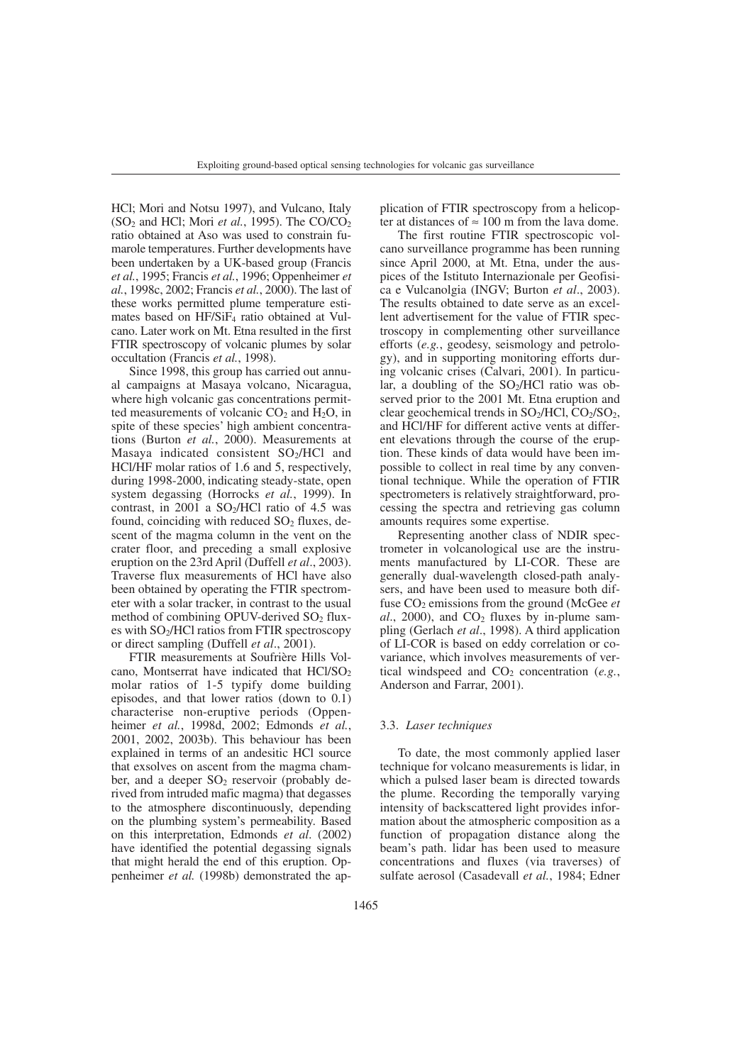HCl; Mori and Notsu 1997), and Vulcano, Italy ($SO_2$ and HCl; Mori *et al.*, 1995). The $CO/CO_2$ ratio obtained at Aso was used to constrain fumarole temperatures. Further developments have been undertaken by a UK-based group (Francis *et al.*, 1995; Francis *et al.*, 1996; Oppenheimer *et al.*, 1998c, 2002; Francis *et al.*, 2000). The last of these works permitted plume temperature estimates based on $HF/SiF_4$ ratio obtained at Vulcano. Later work on Mt. Etna resulted in the first FTIR spectroscopy of volcanic plumes by solar occultation (Francis *et al.*, 1998).

Since 1998, this group has carried out annual campaigns at Masaya volcano, Nicaragua, where high volcanic gas concentrations permitted measurements of volcanic $CO_2$ and $H_2O$, in spite of these species' high ambient concentrations (Burton *et al.*, 2000). Measurements at Masaya indicated consistent $SO_2$/HCl and HCl/HF molar ratios of 1.6 and 5, respectively, during 1998-2000, indicating steady-state, open system degassing (Horrocks *et al.*, 1999). In contrast, in 2001 a $SO_2$/HCl ratio of 4.5 was found, coinciding with reduced $SO_2$ fluxes, descent of the magma column in the vent on the crater floor, and preceding a small explosive eruption on the 23rd April (Duffell *et al*., 2003). Traverse flux measurements of HCl have also been obtained by operating the FTIR spectrometer with a solar tracker, in contrast to the usual method of combining OPUV-derived $SO_2$ fluxes with $SO_2$/HCl ratios from FTIR spectroscopy or direct sampling (Duffell *et al*., 2001).

FTIR measurements at Soufrière Hills Volcano, Montserrat have indicated that HCl/$SO_2$ molar ratios of 1-5 typify dome building episodes, and that lower ratios (down to 0.1) characterise non-eruptive periods (Oppenheimer *et al.*, 1998d, 2002; Edmonds *et al.*, 2001, 2002, 2003b). This behaviour has been explained in terms of an andesitic HCl source that exsolves on ascent from the magma chamber, and a deeper $SO_2$ reservoir (probably derived from intruded mafic magma) that degasses to the atmosphere discontinuously, depending on the plumbing system's permeability. Based on this interpretation, Edmonds *et al*. (2002) have identified the potential degassing signals that might herald the end of this eruption. Oppenheimer *et al.* (1998b) demonstrated the application of FTIR spectroscopy from a helicopter at distances of ≈ 100 m from the lava dome.

The first routine FTIR spectroscopic volcano surveillance programme has been running since April 2000, at Mt. Etna, under the auspices of the Istituto Internazionale per Geofisica e Vulcanolgia (INGV; Burton *et al*., 2003). The results obtained to date serve as an excellent advertisement for the value of FTIR spectroscopy in complementing other surveillance efforts (*e.g.*, geodesy, seismology and petrology), and in supporting monitoring efforts during volcanic crises (Calvari, 2001). In particular, a doubling of the $SO_2$/HCl ratio was observed prior to the 2001 Mt. Etna eruption and clear geochemical trends in $SO_2$/HCl, $CO_2/SO_2$, and HCl/HF for different active vents at different elevations through the course of the eruption. These kinds of data would have been impossible to collect in real time by any conventional technique. While the operation of FTIR spectrometers is relatively straightforward, processing the spectra and retrieving gas column amounts requires some expertise.

Representing another class of NDIR spectrometer in volcanological use are the instruments manufactured by LI-COR. These are generally dual-wavelength closed-path analysers, and have been used to measure both diffuse $CO_2$ emissions from the ground (McGee *et al*., 2000), and $CO_2$ fluxes by in-plume sampling (Gerlach *et al*., 1998). A third application of LI-COR is based on eddy correlation or covariance, which involves measurements of vertical windspeed and $CO_2$ concentration (*e.g.*, Anderson and Farrar, 2001).

### 3.3. *Laser techniques*

To date, the most commonly applied laser technique for volcano measurements is lidar, in which a pulsed laser beam is directed towards the plume. Recording the temporally varying intensity of backscattered light provides information about the atmospheric composition as a function of propagation distance along the beam's path. lidar has been used to measure concentrations and fluxes (via traverses) of sulfate aerosol (Casadevall *et al.*, 1984; Edner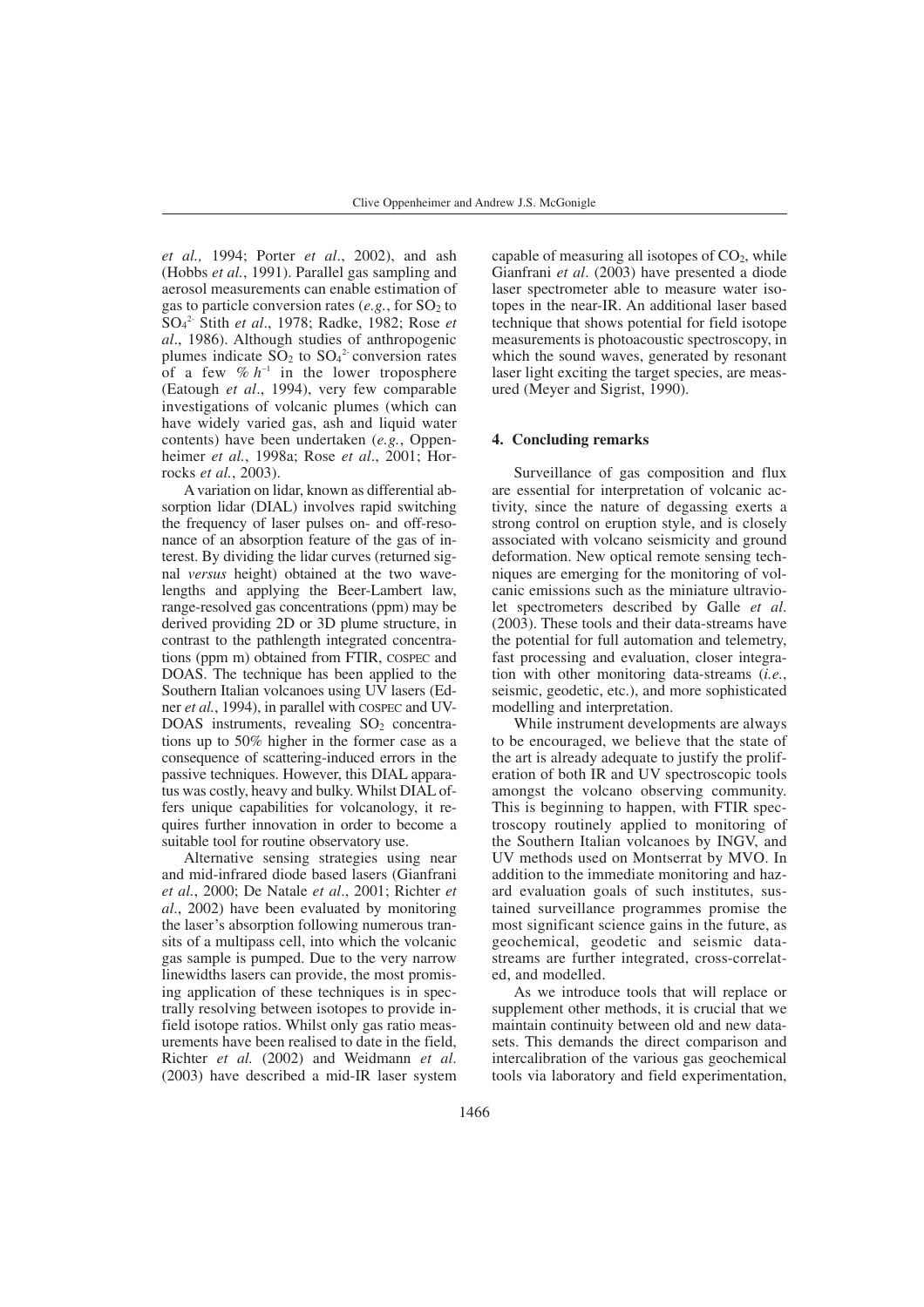*et al.,* 1994; Porter *et al*., 2002), and ash (Hobbs *et al.*, 1991). Parallel gas sampling and aerosol measurements can enable estimation of gas to particle conversion rates (*e.g.*, for $SO_2$ to $SO_4^{2-}$ Stith *et al*., 1978; Radke, 1982; Rose *et al*., 1986). Although studies of anthropogenic plumes indicate $SO_2$ to $SO_4^{2-}$ conversion rates of a few % $h^{-1}$ in the lower troposphere (Eatough *et al*., 1994), very few comparable investigations of volcanic plumes (which can have widely varied gas, ash and liquid water contents) have been undertaken (*e.g.*, Oppenheimer *et al.*, 1998a; Rose *et al*., 2001; Horrocks *et al.*, 2003).

A variation on lidar, known as differential absorption lidar (DIAL) involves rapid switching the frequency of laser pulses on- and off-resonance of an absorption feature of the gas of interest. By dividing the lidar curves (returned signal *versus* height) obtained at the two wavelengths and applying the Beer-Lambert law, range-resolved gas concentrations (ppm) may be derived providing 2D or 3D plume structure, in contrast to the pathlength integrated concentrations (ppm m) obtained from FTIR, COSPEC and DOAS. The technique has been applied to the Southern Italian volcanoes using UV lasers (Edner *et al.*, 1994), in parallel with COSPEC and UV-DOAS instruments, revealing $SO_2$ concentrations up to 50% higher in the former case as a consequence of scattering-induced errors in the passive techniques. However, this DIAL apparatus was costly, heavy and bulky. Whilst DIAL offers unique capabilities for volcanology, it requires further innovation in order to become a suitable tool for routine observatory use.

Alternative sensing strategies using near and mid-infrared diode based lasers (Gianfrani *et al*., 2000; De Natale *et al*., 2001; Richter *et al*., 2002) have been evaluated by monitoring the laser's absorption following numerous transits of a multipass cell, into which the volcanic gas sample is pumped. Due to the very narrow linewidths lasers can provide, the most promising application of these techniques is in spectrally resolving between isotopes to provide in-field isotope ratios. Whilst only gas ratio measurements have been realised to date in the field, Richter *et al.* (2002) and Weidmann *et al*. (2003) have described a mid-IR laser system capable of measuring all isotopes of $CO_2$, while Gianfrani *et al*. (2003) have presented a diode laser spectrometer able to measure water isotopes in the near-IR. An additional laser based technique that shows potential for field isotope measurements is photoacoustic spectroscopy, in which the sound waves, generated by resonant laser light exciting the target species, are measured (Meyer and Sigrist, 1990).

## 4. Concluding remarks

Surveillance of gas composition and flux are essential for interpretation of volcanic activity, since the nature of degassing exerts a strong control on eruption style, and is closely associated with volcano seismicity and ground deformation. New optical remote sensing techniques are emerging for the monitoring of volcanic emissions such as the miniature ultraviolet spectrometers described by Galle *et al*. (2003). These tools and their data-streams have the potential for full automation and telemetry, fast processing and evaluation, closer integration with other monitoring data-streams (*i.e.*, seismic, geodetic, etc.), and more sophisticated modelling and interpretation.

While instrument developments are always to be encouraged, we believe that the state of the art is already adequate to justify the proliferation of both IR and UV spectroscopic tools amongst the volcano observing community. This is beginning to happen, with FTIR spectroscopy routinely applied to monitoring of the Southern Italian volcanoes by INGV, and UV methods used on Montserrat by MVO. In addition to the immediate monitoring and hazard evaluation goals of such institutes, sustained surveillance programmes promise the most significant science gains in the future, as geochemical, geodetic and seismic datastreams are further integrated, cross-correlated, and modelled.

As we introduce tools that will replace or supplement other methods, it is crucial that we maintain continuity between old and new datasets. This demands the direct comparison and intercalibration of the various gas geochemical tools via laboratory and field experimentation,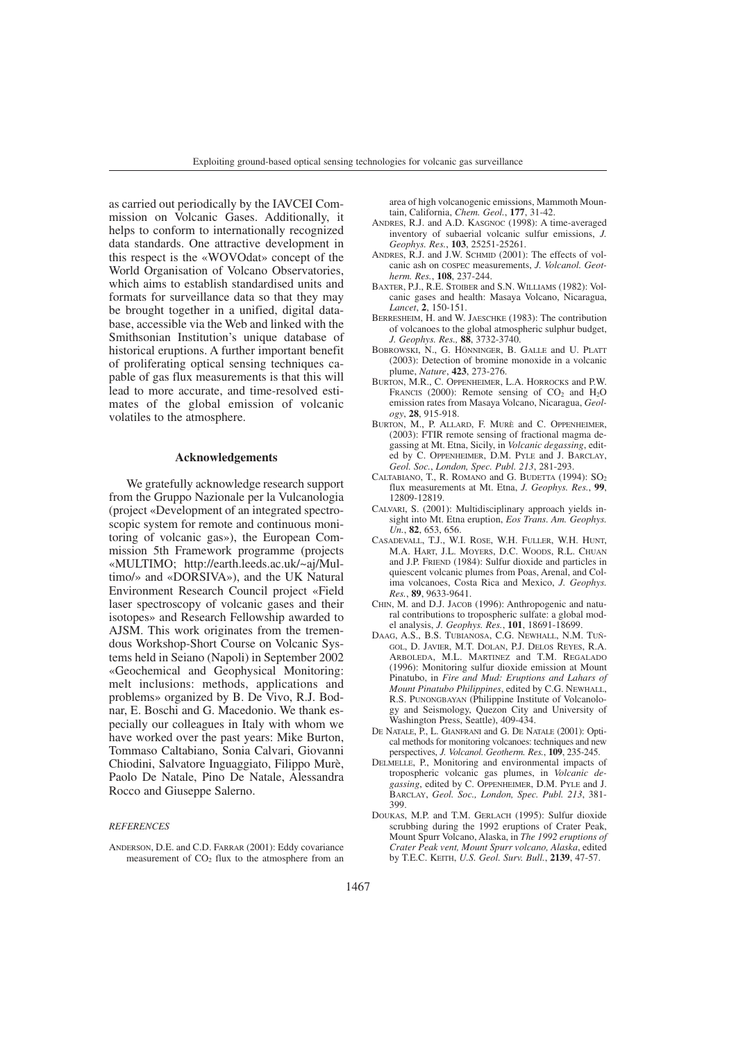as carried out periodically by the IAVCEI Commission on Volcanic Gases. Additionally, it helps to conform to internationally recognized data standards. One attractive development in this respect is the «WOVOdat» concept of the World Organisation of Volcano Observatories, which aims to establish standardised units and formats for surveillance data so that they may be brought together in a unified, digital database, accessible via the Web and linked with the Smithsonian Institution's unique database of historical eruptions. A further important benefit of proliferating optical sensing techniques capable of gas flux measurements is that this will lead to more accurate, and time-resolved estimates of the global emission of volcanic volatiles to the atmosphere.

## Acknowledgements

We gratefully acknowledge research support from the Gruppo Nazionale per la Vulcanologia (project «Development of an integrated spectroscopic system for remote and continuous monitoring of volcanic gas»), the European Commission 5th Framework programme (projects «MULTIMO; http://earth.leeds.ac.uk/~aj/Multimo/» and «DORSIVA»), and the UK Natural Environment Research Council project «Field laser spectroscopy of volcanic gases and their isotopes» and Research Fellowship awarded to AJSM. This work originates from the tremendous Workshop-Short Course on Volcanic Systems held in Seiano (Napoli) in September 2002 «Geochemical and Geophysical Monitoring: melt inclusions: methods, applications and problems» organized by B. De Vivo, R.J. Bodnar, E. Boschi and G. Macedonio. We thank especially our colleagues in Italy with whom we have worked over the past years: Mike Burton, Tommaso Caltabiano, Sonia Calvari, Giovanni Chiodini, Salvatore Inguaggiato, Filippo Murè, Paolo De Natale, Pino De Natale, Alessandra Rocco and Giuseppe Salerno.

### *REFERENCES*

ANDERSON, D.E. and C.D. FARRAR (2001): Eddy covariance measurement of $CO_2$ flux to the atmosphere from an area of high volcanogenic emissions, Mammoth Mountain, California, *Chem. Geol.*, **177**, 31-42.

ANDRES, R.J. and A.D. KASGNOC (1998): A time-averaged inventory of subaerial volcanic sulfur emissions, *J. Geophys. Res.*, **103**, 25251-25261.

ANDRES, R.J. and J.W. SCHMID (2001): The effects of volcanic ash on COSPEC measurements, *J. Volcanol. Geotherm. Res.*, **108**, 237-244.

BAXTER, P.J., R.E. STOIBER and S.N. WILLIAMS (1982): Volcanic gases and health: Masaya Volcano, Nicaragua, *Lancet*, **2**, 150-151.

BERRESHEIM, H. and W. JAESCHKE (1983): The contribution of volcanoes to the global atmospheric sulphur budget, *J. Geophys. Res.*, **88**, 3732-3740.

BOBROWSKI, N., G. HÖNNINGER, B. GALLE and U. PLATT (2003): Detection of bromine monoxide in a volcanic plume, *Nature*, **423**, 273-276.

BURTON, M.R., C. OPPENHEIMER, L.A. HORROCKS and P.W. FRANCIS (2000): Remote sensing of $CO_2$ and $H_2O$ emission rates from Masaya Volcano, Nicaragua, *Geology*, **28**, 915-918.

BURTON, M., P. ALLARD, F. MURÈ and C. OPPENHEIMER, (2003): FTIR remote sensing of fractional magma degassing at Mt. Etna, Sicily, in *Volcanic degassing*, edited by C. OPPENHEIMER, D.M. PYLE and J. BARCLAY, *Geol. Soc., London, Spec. Publ. 213*, 281-293.

CALTABIANO, T., R. ROMANO and G. BUDETTA (1994): $SO_2$ flux measurements at Mt. Etna, *J. Geophys. Res.*, **99**, 12809-12819.

CALVARI, S. (2001): Multidisciplinary approach yields insight into Mt. Etna eruption, *Eos Trans. Am. Geophys. Un.*, **82**, 653, 656.

CASADEVALL, T.J., W.I. ROSE, W.H. FULLER, W.H. HUNT, M.A. HART, J.L. MOYERS, D.C. WOODS, R.L. CHUAN and J.P. FRIEND (1984): Sulfur dioxide and particles in quiescent volcanic plumes from Poas, Arenal, and Colima volcanoes, Costa Rica and Mexico, *J. Geophys. Res.*, **89**, 9633-9641.

CHIN, M. and D.J. JACOB (1996): Anthropogenic and natural contributions to tropospheric sulfate: a global model analysis, *J. Geophys. Res.*, **101**, 18691-18699.

DAAG, A.S., B.S. TUBIANOSA, C.G. NEWHALL, N.M. TUÑGOL, D. JAVIER, M.T. DOLAN, P.J. DELOS REYES, R.A. ARBOLEDA, M.L. MARTINEZ and T.M. REGALADO (1996): Monitoring sulfur dioxide emission at Mount Pinatubo, in *Fire and Mud: Eruptions and Lahars of Mount Pinatubo Philippines*, edited by C.G. NEWHALL, R.S. PUNONGBAYAN (Philippine Institute of Volcanology and Seismology, Quezon City and University of Washington Press, Seattle), 409-434.

DE NATALE, P., L. GIANFRANI and G. DE NATALE (2001): Optical methods for monitoring volcanoes: techniques and new perspectives, *J. Volcanol. Geotherm. Res.*, **109**, 235-245.

DELMELLE, P., Monitoring and environmental impacts of tropospheric volcanic gas plumes, in *Volcanic degassing*, edited by C. OPPENHEIMER, D.M. PYLE and J. BARCLAY, *Geol. Soc., London, Spec. Publ. 213*, 381-399.

DOUKAS, M.P. and T.M. GERLACH (1995): Sulfur dioxide scrubbing during the 1992 eruptions of Crater Peak, Mount Spurr Volcano, Alaska, in *The 1992 eruptions of Crater Peak vent, Mount Spurr volcano, Alaska*, edited by T.E.C. KEITH, *U.S. Geol. Surv. Bull.*, **2139**, 47-57.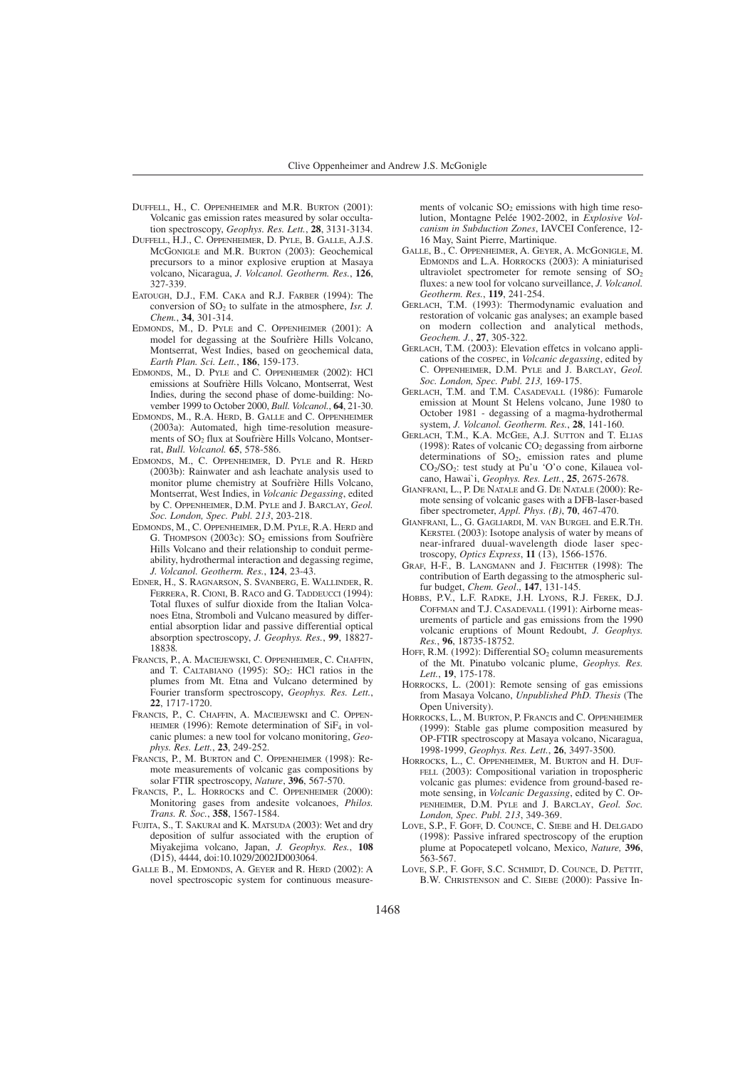DUFFELL, H., C. OPPENHEIMER and M.R. BURTON (2001): Volcanic gas emission rates measured by solar occultation spectroscopy, *Geophys. Res. Lett.*, **28**, 3131-3134.

DUFFELL, H.J., C. OPPENHEIMER, D. PYLE, B. GALLE, A.J.S. MCGONIGLE and M.R. BURTON (2003): Geochemical precursors to a minor explosive eruption at Masaya volcano, Nicaragua, *J. Volcanol. Geotherm. Res.*, **126**, 327-339.

EATOUGH, D.J., F.M. CAKA and R.J. FARBER (1994): The conversion of $SO_2$ to sulfate in the atmosphere, *Isr. J. Chem.*, **34**, 301-314.

EDMONDS, M., D. PYLE and C. OPPENHEIMER (2001): A model for degassing at the Soufrière Hills Volcano, Montserrat, West Indies, based on geochemical data, *Earth Plan. Sci. Lett.*, **186**, 159-173.

EDMONDS, M., D. PYLE and C. OPPENHEIMER (2002): HCl emissions at Soufrière Hills Volcano, Montserrat, West Indies, during the second phase of dome-building: November 1999 to October 2000, *Bull. Volcanol.*, **64**, 21-30.

EDMONDS, M., R.A. HERD, B. GALLE and C. OPPENHEIMER (2003a): Automated, high time-resolution measurements of $SO_2$ flux at Soufrière Hills Volcano, Montserrat, *Bull. Volcanol.* **65**, 578-586.

EDMONDS, M., C. OPPENHEIMER, D. PYLE and R. HERD (2003b): Rainwater and ash leachate analysis used to monitor plume chemistry at Soufrière Hills Volcano, Montserrat, West Indies, in *Volcanic Degassing*, edited by C. OPPENHEIMER, D.M. PYLE and J. BARCLAY, *Geol. Soc. London, Spec. Publ. 213*, 203-218.

EDMONDS, M., C. OPPENHEIMER, D.M. PYLE, R.A. HERD and G. THOMPSON (2003c): $SO_2$ emissions from Soufrière Hills Volcano and their relationship to conduit permeability, hydrothermal interaction and degassing regime, *J. Volcanol. Geotherm. Res.*, **124**, 23-43.

EDNER, H., S. RAGNARSON, S. SVANBERG, E. WALLINDER, R. FERRERA, R. CIONI, B. RACO and G. TADDEUCCI (1994): Total fluxes of sulfur dioxide from the Italian Volcanoes Etna, Stromboli and Vulcano measured by differential absorption lidar and passive differential optical absorption spectroscopy, *J. Geophys. Res.*, **99**, 18827-18838.

FRANCIS, P., A. MACIEJEWSKI, C. OPPENHEIMER, C. CHAFFIN, and T. CALTABIANO (1995): $SO_2$: HCl ratios in the plumes from Mt. Etna and Vulcano determined by Fourier transform spectroscopy, *Geophys. Res. Lett.*, **22**, 1717-1720.

FRANCIS, P., C. CHAFFIN, A. MACIEJEWSKI and C. OPPENHEIMER (1996): Remote determination of $SiF_4$ in volcanic plumes: a new tool for volcano monitoring, *Geophys. Res. Lett.*, **23**, 249-252.

FRANCIS, P., M. BURTON and C. OPPENHEIMER (1998): Remote measurements of volcanic gas compositions by solar FTIR spectroscopy, *Nature*, **396**, 567-570.

FRANCIS, P., L. HORROCKS and C. OPPENHEIMER (2000): Monitoring gases from andesite volcanoes, *Philos. Trans. R. Soc.*, **358**, 1567-1584.

FUJITA, S., T. SAKURAI and K. MATSUDA (2003): Wet and dry deposition of sulfur associated with the eruption of Miyakejima volcano, Japan, *J. Geophys. Res.*, **108** (D15), 4444, doi:10.1029/2002JD003064.

GALLE B., M. EDMONDS, A. GEYER and R. HERD (2002): A novel spectroscopic system for continuous measurements of volcanic $SO_2$ emissions with high time resolution, Montagne Pelée 1902-2002, in *Explosive Volcanism in Subduction Zones*, IAVCEI Conference, 12-16 May, Saint Pierre, Martinique.

GALLE, B., C. OPPENHEIMER, A. GEYER, A. MCGONIGLE, M. EDMONDS and L.A. HORROCKS (2003): A miniaturised ultraviolet spectrometer for remote sensing of $SO_2$ fluxes: a new tool for volcano surveillance, *J. Volcanol. Geotherm. Res.*, **119**, 241-254.

GERLACH, T.M. (1993): Thermodynamic evaluation and restoration of volcanic gas analyses; an example based on modern collection and analytical methods, *Geochem. J.*, **27**, 305-322.

GERLACH, T.M. (2003): Elevation effetcs in volcano applications of the COSPEC, in *Volcanic degassing*, edited by C. OPPENHEIMER, D.M. PYLE and J. BARCLAY, *Geol. Soc. London, Spec. Publ. 213,* 169-175.

GERLACH, T.M. and T.M. CASADEVALL (1986): Fumarole emission at Mount St Helens volcano, June 1980 to October 1981 - degassing of a magma-hydrothermal system, *J. Volcanol. Geotherm. Res.*, **28**, 141-160.

GERLACH, T.M., K.A. MCGEE, A.J. SUTTON and T. ELIAS (1998): Rates of volcanic $CO_2$ degassing from airborne determinations of $SO_2$, emission rates and plume $CO_2/SO_2$: test study at Pu'u 'O'o cone, Kilauea volcano, Hawai`i, *Geophys. Res. Lett.*, **25**, 2675-2678.

GIANFRANI, L., P. DE NATALE and G. DE NATALE (2000): Remote sensing of volcanic gases with a DFB-laser-based fiber spectrometer, *Appl. Phys. (B)*, **70**, 467-470.

GIANFRANI, L., G. GAGLIARDI, M. VAN BURGEL and E.R.TH. KERSTEL (2003): Isotope analysis of water by means of near-infrared duual-wavelength diode laser spectroscopy, *Optics Express*, **11** (13), 1566-1576.

GRAF, H-F., B. LANGMANN and J. FEICHTER (1998): The contribution of Earth degassing to the atmospheric sulfur budget, *Chem. Geol.*, **147**, 131-145.

HOBBS, P.V., L.F. RADKE, J.H. LYONS, R.J. FEREK, D.J. COFFMAN and T.J. CASADEVALL (1991): Airborne measurements of particle and gas emissions from the 1990 volcanic eruptions of Mount Redoubt, *J. Geophys. Res.*, **96**, 18735-18752.

HOFF, R.M. (1992): Differential $SO_2$ column measurements of the Mt. Pinatubo volcanic plume, *Geophys. Res. Lett.*, **19**, 175-178.

HORROCKS, L. (2001): Remote sensing of gas emissions from Masaya Volcano, *Unpublished PhD. Thesis* (The Open University).

HORROCKS, L., M. BURTON, P. FRANCIS and C. OPPENHEIMER (1999): Stable gas plume composition measured by OP-FTIR spectroscopy at Masaya volcano, Nicaragua, 1998-1999, *Geophys. Res. Lett.*, **26**, 3497-3500.

HORROCKS, L., C. OPPENHEIMER, M. BURTON and H. DUFFELL (2003): Compositional variation in tropospheric volcanic gas plumes: evidence from ground-based remote sensing, in *Volcanic Degassing*, edited by C. OPPENHEIMER, D.M. PYLE and J. BARCLAY, *Geol. Soc. London, Spec. Publ. 213*, 349-369.

LOVE, S.P., F. GOFF, D. COUNCE, C. SIEBE and H. DELGADO (1998): Passive infrared spectroscopy of the eruption plume at Popocatepetl volcano, Mexico, *Nature,* **396**, 563-567.

LOVE, S.P., F. GOFF, S.C. SCHMIDT, D. COUNCE, D. PETTIT, B.W. CHRISTENSON and C. SIEBE (2000): Passive In-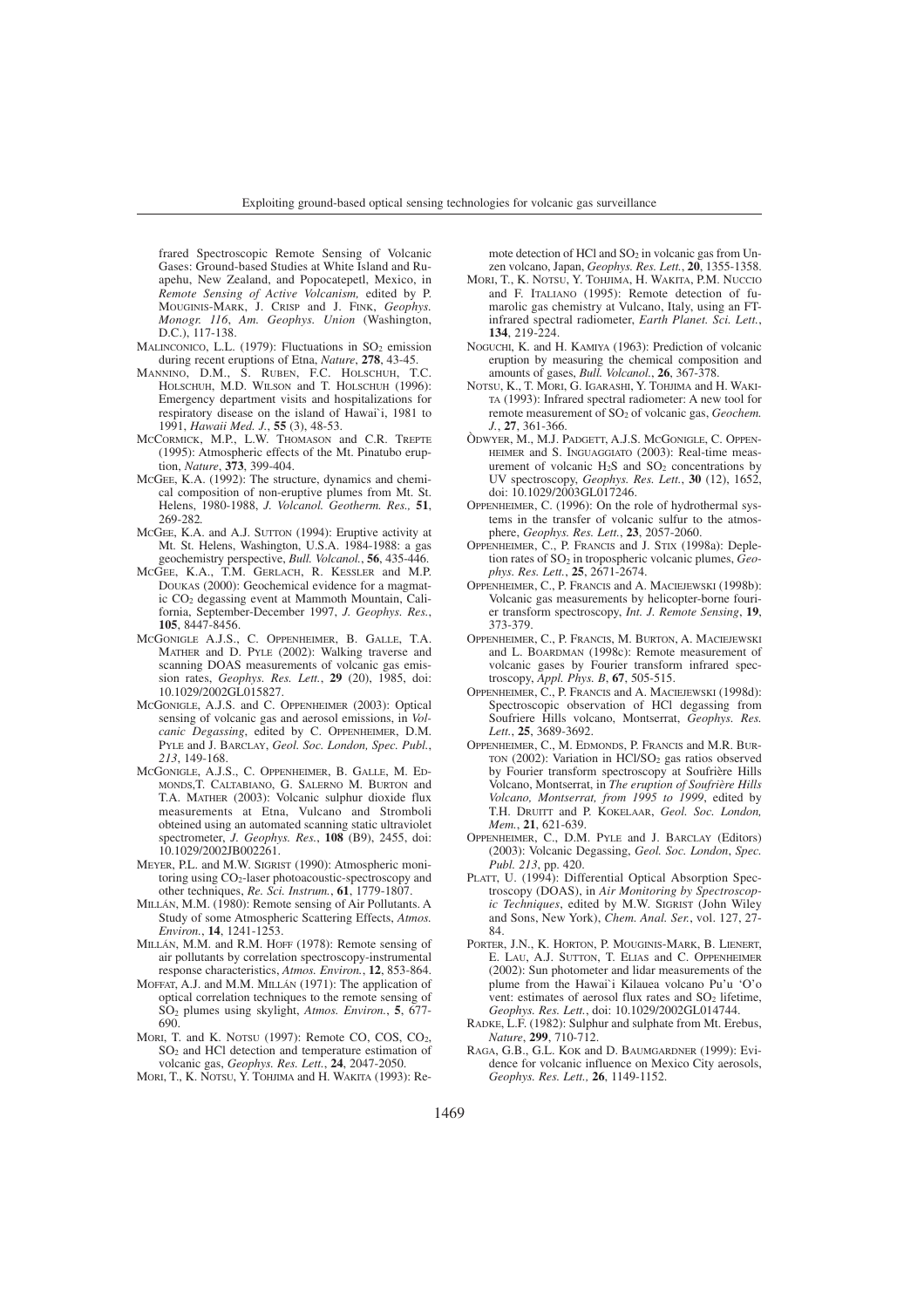frared Spectroscopic Remote Sensing of Volcanic Gases: Ground-based Studies at White Island and Ruapehu, New Zealand, and Popocatepetl, Mexico, in *Remote Sensing of Active Volcanism,* edited by P. Mouginis-Mark, J. Crisp and J. Fink, *Geophys. Monogr. 116*, *Am. Geophys. Union* (Washington, D.C.), 117-138.

Malinconico, L.L. (1979): Fluctuations in $SO_2$ emission during recent eruptions of Etna, *Nature*, **278**, 43-45.

Mannino, D.M., S. Ruben, F.C. Holschuh, T.C. Holschuh, M.D. Wilson and T. Holschuh (1996): Emergency department visits and hospitalizations for respiratory disease on the island of Hawai`i, 1981 to 1991, *Hawaii Med. J.*, **55** (3), 48-53.

McCormick, M.P., L.W. Thomason and C.R. Trepte (1995): Atmospheric effects of the Mt. Pinatubo eruption, *Nature*, **373**, 399-404.

McGee, K.A. (1992): The structure, dynamics and chemical composition of non-eruptive plumes from Mt. St. Helens, 1980-1988, *J. Volcanol. Geotherm. Res.,* **51**, 269-282*.*

McGee, K.A. and A.J. Sutton (1994): Eruptive activity at Mt. St. Helens, Washington, U.S.A. 1984-1988: a gas geochemistry perspective, *Bull. Volcanol.*, **56**, 435-446.

McGee, K.A., T.M. Gerlach, R. Kessler and M.P. Doukas (2000): Geochemical evidence for a magmatic $CO_2$ degassing event at Mammoth Mountain, California, September-December 1997, *J. Geophys. Res.*, **105**, 8447-8456.

McGonigle A.J.S., C. Oppenheimer, B. Galle, T.A. Mather and D. Pyle (2002): Walking traverse and scanning DOAS measurements of volcanic gas emission rates, *Geophys. Res. Lett.*, **29** (20), 1985, doi: 10.1029/2002GL015827.

McGonigle, A.J.S. and C. Oppenheimer (2003): Optical sensing of volcanic gas and aerosol emissions, in *Volcanic Degassing*, edited by C. Oppenheimer, D.M. Pyle and J. Barclay, *Geol. Soc. London, Spec. Publ.*, *213*, 149-168.

McGonigle, A.J.S., C. Oppenheimer, B. Galle, M. Edmonds,T. Caltabiano, G. Salerno M. Burton and T.A. Mather (2003): Volcanic sulphur dioxide flux measurements at Etna, Vulcano and Stromboli obteined using an automated scanning static ultraviolet spectrometer, *J. Geophys. Res.*, **108** (B9), 2455, doi: 10.1029/2002JB002261.

Meyer, P.L. and M.W. Sigrist (1990): Atmospheric monitoring using $CO_2$-laser photoacoustic-spectroscopy and other techniques, *Re. Sci. Instrum.*, **61**, 1779-1807.

Millán, M.M. (1980): Remote sensing of Air Pollutants. A Study of some Atmospheric Scattering Effects, *Atmos. Environ.*, **14**, 1241-1253.

Millán, M.M. and R.M. Hoff (1978): Remote sensing of air pollutants by correlation spectroscopy-instrumental response characteristics, *Atmos. Environ.*, **12**, 853-864.

Moffat, A.J. and M.M. Millán (1971): The application of optical correlation techniques to the remote sensing of $SO_2$ plumes using skylight, *Atmos. Environ.*, **5**, 677-690.

Mori, T. and K. Notsu (1997): Remote CO, COS, $CO_2$, $SO_2$ and HCl detection and temperature estimation of volcanic gas, *Geophys. Res. Lett.*, **24**, 2047-2050.

Mori, T., K. Notsu, Y. Tohjima and H. Wakita (1993): Remote detection of HCl and $SO_2$ in volcanic gas from Unzen volcano, Japan, *Geophys. Res. Lett.*, **20**, 1355-1358.

Mori, T., K. Notsu, Y. Tohjima, H. Wakita, P.M. Nuccio and F. Italiano (1995): Remote detection of fumarolic gas chemistry at Vulcano, Italy, using an FT-infrared spectral radiometer, *Earth Planet. Sci. Lett.*, **134**, 219-224.

Noguchi, K. and H. Kamiya (1963): Prediction of volcanic eruption by measuring the chemical composition and amounts of gases, *Bull. Volcanol.*, **26**, 367-378.

Notsu, K., T. Mori, G. Igarashi, Y. Tohjima and H. Wakita (1993): Infrared spectral radiometer: A new tool for remote measurement of $SO_2$ of volcanic gas, *Geochem. J.*, **27**, 361-366.

Òdwyer, M., M.J. Padgett, A.J.S. McGonigle, C. Oppenheimer and S. Inguaggiato (2003): Real-time measurement of volcanic $H_2S$ and $SO_2$ concentrations by UV spectroscopy, *Geophys. Res. Lett.*, **30** (12), 1652, doi: 10.1029/2003GL017246.

Oppenheimer, C. (1996): On the role of hydrothermal systems in the transfer of volcanic sulfur to the atmosphere, *Geophys. Res. Lett.*, **23**, 2057-2060.

Oppenheimer, C., P. Francis and J. Stix (1998a): Depletion rates of $SO_2$ in tropospheric volcanic plumes, *Geophys. Res. Lett.*, **25**, 2671-2674.

Oppenheimer, C., P. Francis and A. Maciejewski (1998b): Volcanic gas measurements by helicopter-borne fourier transform spectroscopy, *Int. J. Remote Sensing*, **19**, 373-379.

Oppenheimer, C., P. Francis, M. Burton, A. Maciejewski and L. Boardman (1998c): Remote measurement of volcanic gases by Fourier transform infrared spectroscopy, *Appl. Phys. B*, **67**, 505-515.

Oppenheimer, C., P. Francis and A. Maciejewski (1998d): Spectroscopic observation of HCl degassing from Soufriere Hills volcano, Montserrat, *Geophys. Res. Lett.*, **25**, 3689-3692.

Oppenheimer, C., M. Edmonds, P. Francis and M.R. Burton (2002): Variation in $HCl/SO_2$ gas ratios observed by Fourier transform spectroscopy at Soufrière Hills Volcano, Montserrat, in *The eruption of Soufrière Hills Volcano, Montserrat, from 1995 to 1999*, edited by T.H. Druitt and P. Kokelaar, *Geol. Soc. London, Mem.*, **21**, 621-639.

Oppenheimer, C., D.M. Pyle and J. Barclay (Editors) (2003): Volcanic Degassing, *Geol. Soc. London*, *Spec. Publ. 213*, pp. 420.

Platt, U. (1994): Differential Optical Absorption Spectroscopy (DOAS), in *Air Monitoring by Spectroscopic Techniques*, edited by M.W. Sigrist (John Wiley and Sons, New York), *Chem. Anal. Ser.*, vol. 127, 27-84.

Porter, J.N., K. Horton, P. Mouginis-Mark, B. Lienert, E. Lau, A.J. Sutton, T. Elias and C. Oppenheimer (2002): Sun photometer and lidar measurements of the plume from the Hawai`i Kilauea volcano Pu'u 'O'o vent: estimates of aerosol flux rates and $SO_2$ lifetime, *Geophys. Res. Lett.*, doi: 10.1029/2002GL014744.

Radke, L.F. (1982): Sulphur and sulphate from Mt. Erebus, *Nature*, **299**, 710-712.

Raga, G.B., G.L. Kok and D. Baumgardner (1999): Evidence for volcanic influence on Mexico City aerosols, *Geophys. Res. Lett.,* **26**, 1149-1152.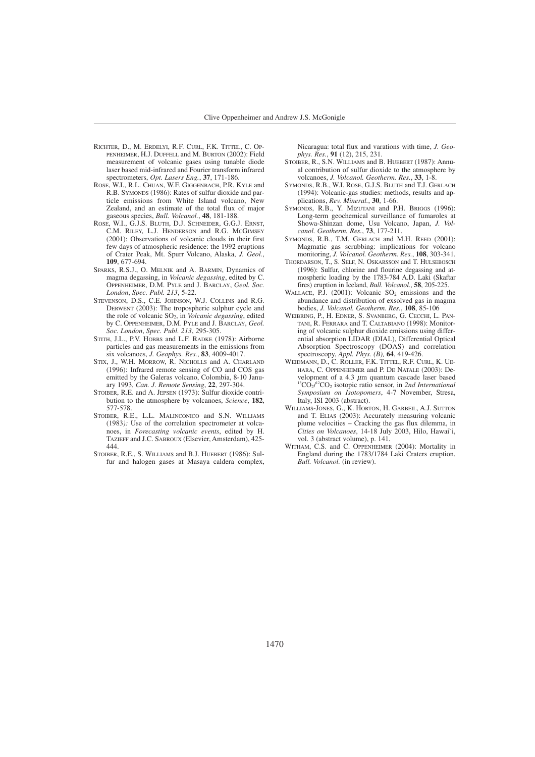RICHTER, D., M. ERDELYI, R.F. CURL, F.K. TITTEL, C. OPPENHEIMER, H.J. DUFFELL and M. BURTON (2002): Field measurement of volcanic gases using tunable diode laser based mid-infrared and Fourier transform infrared spectrometers, *Opt. Lasers Eng.*, **37**, 171-186.

ROSE, W.I., R.L. CHUAN, W.F. GIGGENBACH, P.R. KYLE and R.B. SYMONDS (1986): Rates of sulfur dioxide and particle emissions from White Island volcano, New Zealand, and an estimate of the total flux of major gaseous species, *Bull. Volcanol.*, **48**, 181-188.

ROSE, W.I., G.J.S. BLUTH, D.J. SCHNEIDER, G.G.J. ERNST, C.M. RILEY, L.J. HENDERSON and R.G. MCGIMSEY (2001): Observations of volcanic clouds in their first few days of atmospheric residence: the 1992 eruptions of Crater Peak, Mt. Spurr Volcano, Alaska, *J. Geol.*, **109**, 677-694.

SPARKS, R.S.J., O. MELNIK and A. BARMIN, Dynamics of magma degassing, in *Volcanic degassing*, edited by C. OPPENHEIMER, D.M. PYLE and J. BARCLAY, *Geol. Soc. London*, *Spec. Publ. 213*, 5-22.

STEVENSON, D.S., C.E. JOHNSON, W.J. COLLINS and R.G. DERWENT (2003): The tropospheric sulphur cycle and the role of volcanic $SO_2$, in *Volcanic degassing*, edited by C. OPPENHEIMER, D.M. PYLE and J. BARCLAY, *Geol. Soc. London*, *Spec. Publ. 213*, 295-305.

STITH, J.L., P.V. HOBBS and L.F. RADKE (1978): Airborne particles and gas measurements in the emissions from six volcanoes, *J. Geophys. Res.*, **83**, 4009-4017.

STIX, J., W.H. MORROW, R. NICHOLLS and A. CHARLAND (1996): Infrared remote sensing of CO and COS gas emitted by the Galeras volcano, Colombia, 8-10 January 1993, *Can. J. Remote Sensing*, **22**, 297-304.

STOIBER, R.E. and A. JEPSEN (1973): Sulfur dioxide contribution to the atmosphere by volcanoes, *Science*, **182**, 577-578.

STOIBER, R.E., L.L. MALINCONICO and S.N. WILLIAMS (1983): Use of the correlation spectrometer at volcanoes, in *Forecasting volcanic events*, edited by H. TAZIEFF and J.C. SABROUX (Elsevier, Amsterdam), 425-444.

STOIBER, R.E., S. WILLIAMS and B.J. HUEBERT (1986): Sulfur and halogen gases at Masaya caldera complex, Nicaragua: total flux and varations with time, *J. Geophys. Res.*, **91** (12), 215, 231.

STOIBER, R., S.N. WILLIAMS and B. HUEBERT (1987): Annual contribution of sulfur dioxide to the atmosphere by volcanoes, *J. Volcanol. Geotherm. Res.*, **33**, 1-8.

SYMONDS, R.B., W.I. ROSE, G.J.S. BLUTH and T.J. GERLACH (1994): Volcanic-gas studies: methods, results and applications, *Rev. Mineral.*, **30**, 1-66.

SYMONDS, R.B., Y. MIZUTANI and P.H. BRIGGS (1996): Long-term geochemical surveillance of fumaroles at Showa-Shinzan dome, Usu Volcano, Japan, *J. Volcanol. Geotherm. Res.*, **73**, 177-211.

SYMONDS, R.B., T.M. GERLACH and M.H. REED (2001): Magmatic gas scrubbing: implications for volcano monitoring, *J. Volcanol. Geotherm. Res.*, **108**, 303-341.

THORDARSON, T., S. SELF, N. OSKARSSON and T. HULSEBOSCH (1996): Sulfur, chlorine and flourine degassing and atmospheric loading by the 1783-784 A.D. Laki (Skaftar fires) eruption in Iceland, *Bull. Volcanol.*, **58**, 205-225.

WALLACE, P.J. (2001): Volcanic $SO_2$ emissions and the abundance and distribution of exsolved gas in magma bodies, *J. Volcanol. Geotherm. Res.*, **108**, 85-106

WEIBRING, P., H. EDNER, S. SVANBERG, G. CECCHI, L. PANTANI, R. FERRARA and T. CALTABIANO (1998): Monitoring of volcanic sulphur dioxide emissions using differential absorption LIDAR (DIAL), Differential Optical Absorption Spectroscopy (DOAS) and correlation spectroscopy, *Appl. Phys. (B)*, **64**, 419-426.

WEIDMANN, D., C. ROLLER, F.K. TITTEL, R.F. CURL, K. UEHARA, C. OPPENHEIMER and P. DE NATALE (2003): Development of a 4.3 $\mu$m quantum cascade laser based $^{13}CO_2/^{12}CO_2$ isotopic ratio sensor, in *2nd International Symposium on Isotopomers*, 4-7 November, Stresa, Italy, ISI 2003 (abstract).

WILLIAMS-JONES, G., K. HORTON, H. GARBEIL, A.J. SUTTON and T. ELIAS (2003): Accurately measuring volcanic plume velocities – Cracking the gas flux dilemma, in *Cities on Volcanoes*, 14-18 July 2003, Hilo, Hawai`i, vol. 3 (abstract volume), p. 141.

WITHAM, C.S. and C. OPPENHEIMER (2004): Mortality in England during the 1783/1784 Laki Craters eruption, *Bull. Volcanol.* (in review).